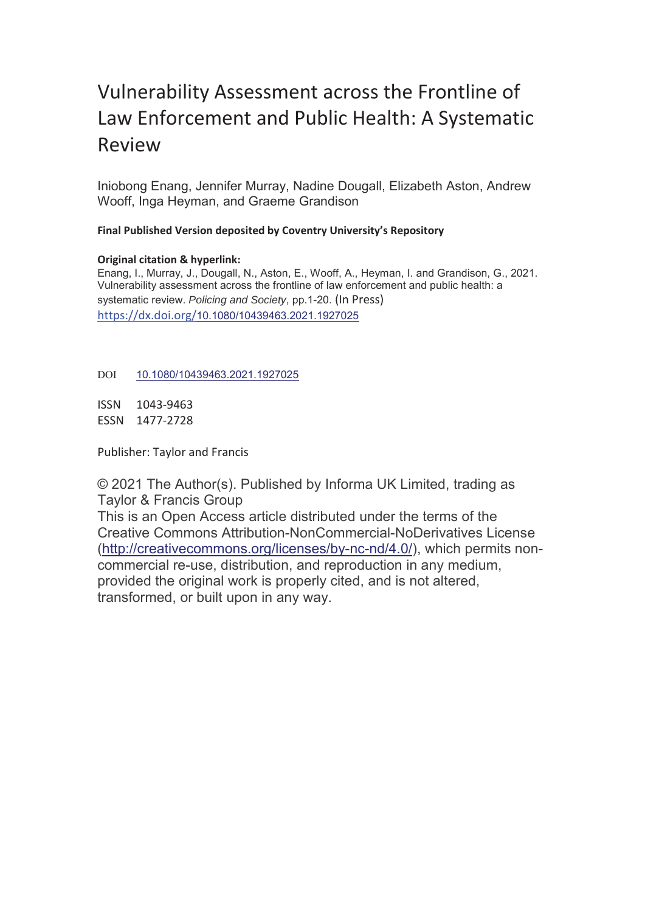# Vulnerability Assessment across the Frontline of Law Enforcement and Public Health: A Systematic Review

Iniobong Enang, Jennifer Murray, Nadine Dougall, Elizabeth Aston, Andrew Wooff, Inga Heyman, and Graeme Grandison

**Final Published Version deposited by Coventry University's Repository**

**Original citation & hyperlink:**

Enang, I., Murray, J., Dougall, N., Aston, E., Wooff, A., Heyman, I. and Grandison, G., 2021. Vulnerability assessment across the frontline of law enforcement and public health: a systematic review. *Policing and Society*, pp.1-20. (In Press)

https://dx.doi.org/10.1080/10439463.2021.1927025

DOI 10.1080/10439463.2021.1927025

ISSN 1043-9463

ESSN 1477-2728

Publisher: Taylor and Francis

© 2021 The Author(s). Published by Informa UK Limited, trading as Taylor & Francis Group

This is an Open Access article distributed under the terms of the Creative Commons Attribution-NonCommercial-NoDerivatives License (http://creativecommons.org/licenses/by-nc-nd/4.0/), which permits non-commercial re-use, distribution, and reproduction in any medium, provided the original work is properly cited, and is not altered, transformed, or built upon in any way.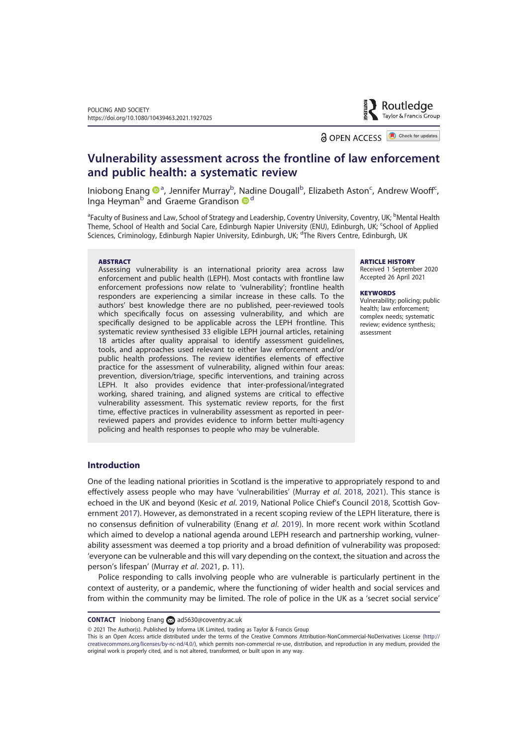# Vulnerability assessment across the frontline of law enforcement and public health: a systematic review

Iniobong Enang [a], Jennifer Murray[b], Nadine Dougall[b], Elizabeth Aston[c], Andrew Wooff[c], Inga Heyman[b] and Graeme Grandison [d]

[a]Faculty of Business and Law, School of Strategy and Leadership, Coventry University, Coventry, UK; [b]Mental Health Theme, School of Health and Social Care, Edinburgh Napier University (ENU), Edinburgh, UK; [c]School of Applied Sciences, Criminology, Edinburgh Napier University, Edinburgh, UK; [d]The Rivers Centre, Edinburgh, UK

**ABSTRACT**

Assessing vulnerability is an international priority area across law enforcement and public health (LEPH). Most contacts with frontline law enforcement professions now relate to 'vulnerability'; frontline health responders are experiencing a similar increase in these calls. To the authors' best knowledge there are no published, peer-reviewed tools which specifically focus on assessing vulnerability, and which are specifically designed to be applicable across the LEPH frontline. This systematic review synthesised 33 eligible LEPH journal articles, retaining 18 articles after quality appraisal to identify assessment guidelines, tools, and approaches used relevant to either law enforcement and/or public health professions. The review identifies elements of effective practice for the assessment of vulnerability, aligned within four areas: prevention, diversion/triage, specific interventions, and training across LEPH. It also provides evidence that inter-professional/integrated working, shared training, and aligned systems are critical to effective vulnerability assessment. This systematic review reports, for the first time, effective practices in vulnerability assessment as reported in peer-reviewed papers and provides evidence to inform better multi-agency policing and health responses to people who may be vulnerable.

**ARTICLE HISTORY**

Received 1 September 2020
Accepted 26 April 2021

**KEYWORDS**

Vulnerability; policing; public health; law enforcement; complex needs; systematic review; evidence synthesis; assessment

## Introduction

One of the leading national priorities in Scotland is the imperative to appropriately respond to and effectively assess people who may have 'vulnerabilities' (Murray *et al*. 2018, 2021). This stance is echoed in the UK and beyond (Kesic *et al*. 2019, National Police Chief's Council 2018, Scottish Government 2017). However, as demonstrated in a recent scoping review of the LEPH literature, there is no consensus definition of vulnerability (Enang *et al*. 2019). In more recent work within Scotland which aimed to develop a national agenda around LEPH research and partnership working, vulnerability assessment was deemed a top priority and a broad definition of vulnerability was proposed: 'everyone can be vulnerable and this will vary depending on the context, the situation and across the person's lifespan' (Murray *et al*. 2021, p. 11).

Police responding to calls involving people who are vulnerable is particularly pertinent in the context of austerity, or a pandemic, where the functioning of wider health and social services and from within the community may be limited. The role of police in the UK as a 'secret social service'

**CONTACT** Iniobong Enang ad5630@coventry.ac.uk

© 2021 The Author(s). Published by Informa UK Limited, trading as Taylor & Francis Group
This is an Open Access article distributed under the terms of the Creative Commons Attribution-NonCommercial-NoDerivatives License (http://creativecommons.org/licenses/by-nc-nd/4.0/), which permits non-commercial re-use, distribution, and reproduction in any medium, provided the original work is properly cited, and is not altered, transformed, or built upon in any way.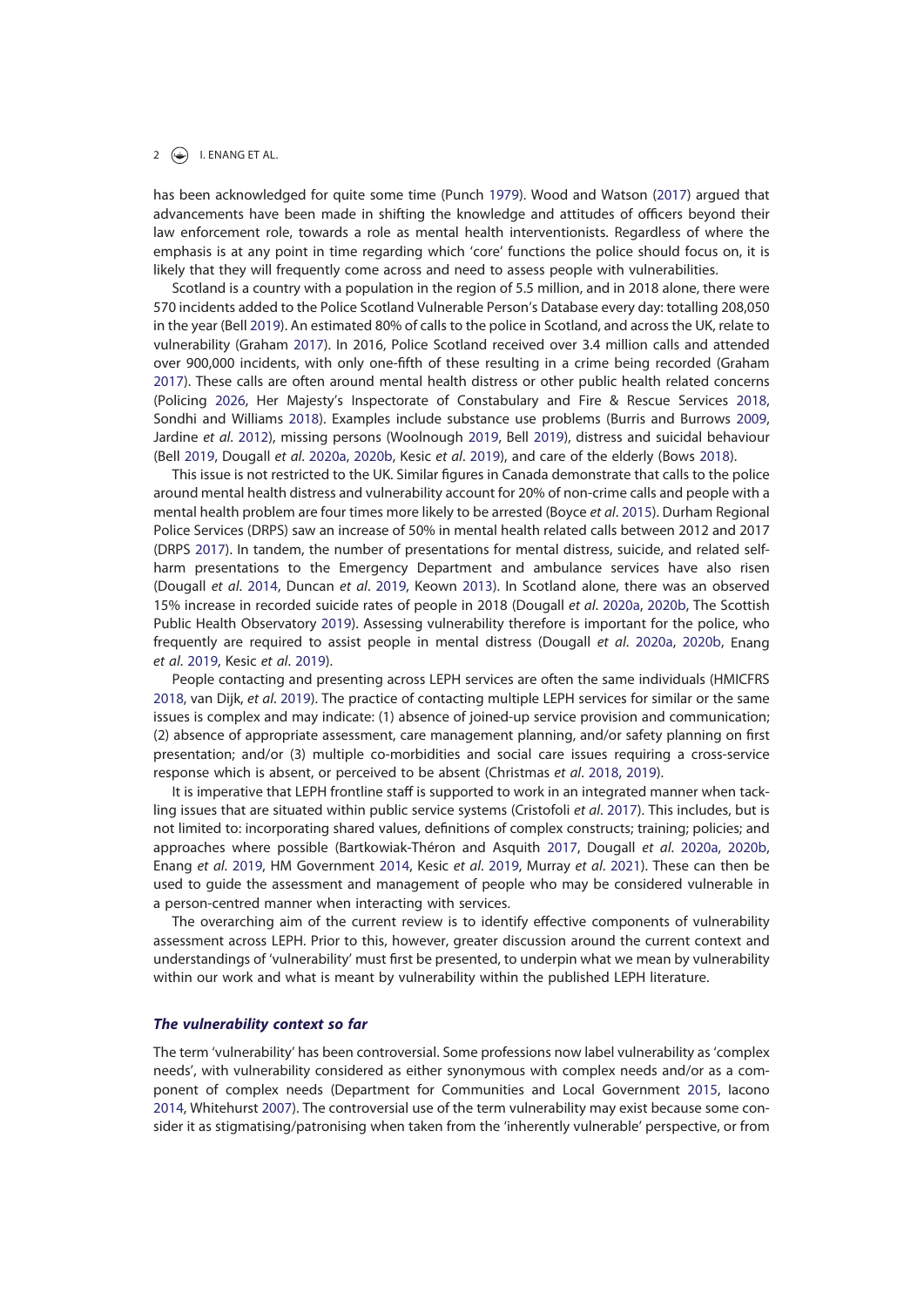has been acknowledged for quite some time (Punch 1979). Wood and Watson (2017) argued that advancements have been made in shifting the knowledge and attitudes of officers beyond their law enforcement role, towards a role as mental health interventionists. Regardless of where the emphasis is at any point in time regarding which 'core' functions the police should focus on, it is likely that they will frequently come across and need to assess people with vulnerabilities.

Scotland is a country with a population in the region of 5.5 million, and in 2018 alone, there were 570 incidents added to the Police Scotland Vulnerable Person's Database every day: totalling 208,050 in the year (Bell 2019). An estimated 80% of calls to the police in Scotland, and across the UK, relate to vulnerability (Graham 2017). In 2016, Police Scotland received over 3.4 million calls and attended over 900,000 incidents, with only one-fifth of these resulting in a crime being recorded (Graham 2017). These calls are often around mental health distress or other public health related concerns (Policing 2026, Her Majesty's Inspectorate of Constabulary and Fire & Rescue Services 2018, Sondhi and Williams 2018). Examples include substance use problems (Burris and Burrows 2009, Jardine *et al*. 2012), missing persons (Woolnough 2019, Bell 2019), distress and suicidal behaviour (Bell 2019, Dougall *et al*. 2020a, 2020b, Kesic *et al*. 2019), and care of the elderly (Bows 2018).

This issue is not restricted to the UK. Similar figures in Canada demonstrate that calls to the police around mental health distress and vulnerability account for 20% of non-crime calls and people with a mental health problem are four times more likely to be arrested (Boyce *et al*. 2015). Durham Regional Police Services (DRPS) saw an increase of 50% in mental health related calls between 2012 and 2017 (DRPS 2017). In tandem, the number of presentations for mental distress, suicide, and related self-harm presentations to the Emergency Department and ambulance services have also risen (Dougall *et al*. 2014, Duncan *et al*. 2019, Keown 2013). In Scotland alone, there was an observed 15% increase in recorded suicide rates of people in 2018 (Dougall *et al*. 2020a, 2020b, The Scottish Public Health Observatory 2019). Assessing vulnerability therefore is important for the police, who frequently are required to assist people in mental distress (Dougall *et al*. 2020a, 2020b, Enang *et al*. 2019, Kesic *et al*. 2019).

People contacting and presenting across LEPH services are often the same individuals (HMICFRS 2018, van Dijk, *et al*. 2019). The practice of contacting multiple LEPH services for similar or the same issues is complex and may indicate: (1) absence of joined-up service provision and communication; (2) absence of appropriate assessment, care management planning, and/or safety planning on first presentation; and/or (3) multiple co-morbidities and social care issues requiring a cross-service response which is absent, or perceived to be absent (Christmas *et al*. 2018, 2019).

It is imperative that LEPH frontline staff is supported to work in an integrated manner when tackling issues that are situated within public service systems (Cristofoli *et al*. 2017). This includes, but is not limited to: incorporating shared values, definitions of complex constructs; training; policies; and approaches where possible (Bartkowiak-Théron and Asquith 2017, Dougall *et al*. 2020a, 2020b, Enang *et al*. 2019, HM Government 2014, Kesic *et al*. 2019, Murray *et al*. 2021). These can then be used to guide the assessment and management of people who may be considered vulnerable in a person-centred manner when interacting with services.

The overarching aim of the current review is to identify effective components of vulnerability assessment across LEPH. Prior to this, however, greater discussion around the current context and understandings of 'vulnerability' must first be presented, to underpin what we mean by vulnerability within our work and what is meant by vulnerability within the published LEPH literature.

### *The vulnerability context so far*

The term 'vulnerability' has been controversial. Some professions now label vulnerability as 'complex needs', with vulnerability considered as either synonymous with complex needs and/or as a component of complex needs (Department for Communities and Local Government 2015, Iacono 2014, Whitehurst 2007). The controversial use of the term vulnerability may exist because some consider it as stigmatising/patronising when taken from the 'inherently vulnerable' perspective, or from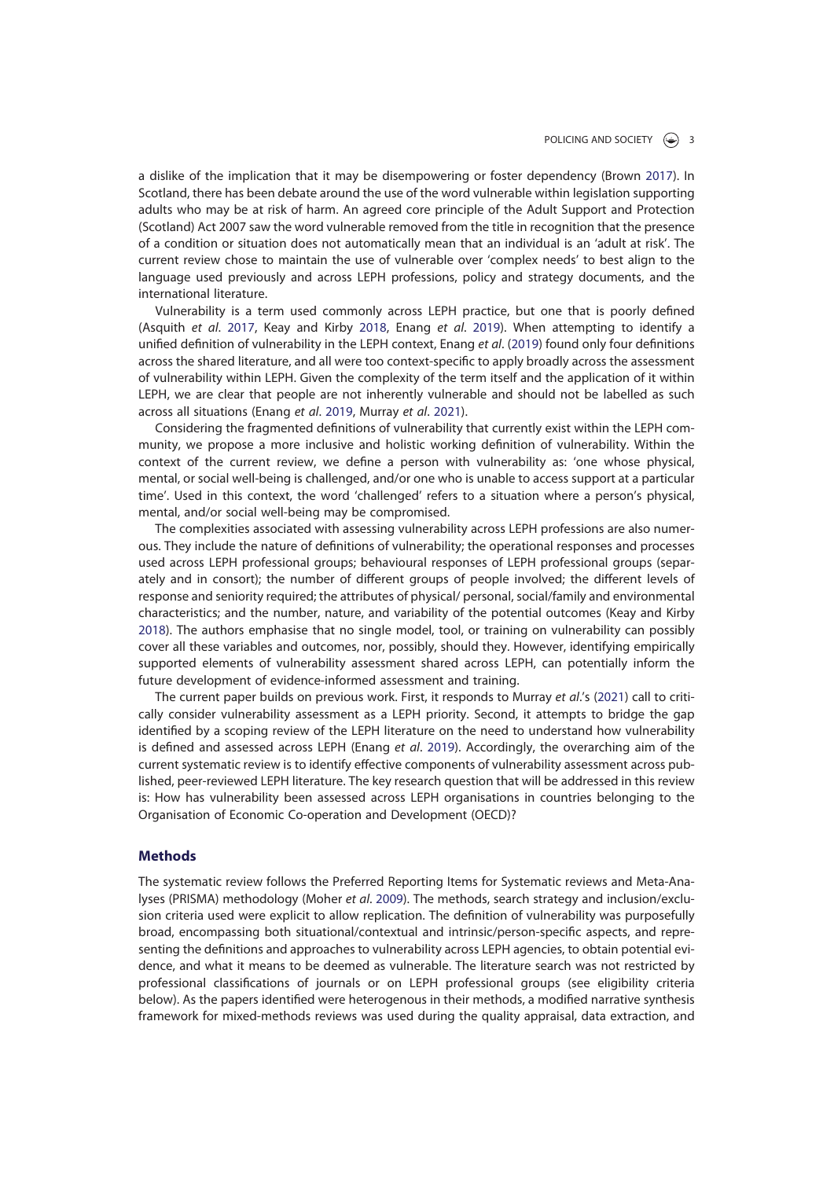a dislike of the implication that it may be disempowering or foster dependency (Brown 2017). In Scotland, there has been debate around the use of the word vulnerable within legislation supporting adults who may be at risk of harm. An agreed core principle of the Adult Support and Protection (Scotland) Act 2007 saw the word vulnerable removed from the title in recognition that the presence of a condition or situation does not automatically mean that an individual is an 'adult at risk'. The current review chose to maintain the use of vulnerable over 'complex needs' to best align to the language used previously and across LEPH professions, policy and strategy documents, and the international literature.

Vulnerability is a term used commonly across LEPH practice, but one that is poorly defined (Asquith *et al*. 2017, Keay and Kirby 2018, Enang *et al*. 2019). When attempting to identify a unified definition of vulnerability in the LEPH context, Enang *et al*. (2019) found only four definitions across the shared literature, and all were too context-specific to apply broadly across the assessment of vulnerability within LEPH. Given the complexity of the term itself and the application of it within LEPH, we are clear that people are not inherently vulnerable and should not be labelled as such across all situations (Enang *et al*. 2019, Murray *et al*. 2021).

Considering the fragmented definitions of vulnerability that currently exist within the LEPH community, we propose a more inclusive and holistic working definition of vulnerability. Within the context of the current review, we define a person with vulnerability as: 'one whose physical, mental, or social well-being is challenged, and/or one who is unable to access support at a particular time'. Used in this context, the word 'challenged' refers to a situation where a person's physical, mental, and/or social well-being may be compromised.

The complexities associated with assessing vulnerability across LEPH professions are also numerous. They include the nature of definitions of vulnerability; the operational responses and processes used across LEPH professional groups; behavioural responses of LEPH professional groups (separately and in consort); the number of different groups of people involved; the different levels of response and seniority required; the attributes of physical/ personal, social/family and environmental characteristics; and the number, nature, and variability of the potential outcomes (Keay and Kirby 2018). The authors emphasise that no single model, tool, or training on vulnerability can possibly cover all these variables and outcomes, nor, possibly, should they. However, identifying empirically supported elements of vulnerability assessment shared across LEPH, can potentially inform the future development of evidence-informed assessment and training.

The current paper builds on previous work. First, it responds to Murray *et al*.'s (2021) call to critically consider vulnerability assessment as a LEPH priority. Second, it attempts to bridge the gap identified by a scoping review of the LEPH literature on the need to understand how vulnerability is defined and assessed across LEPH (Enang *et al*. 2019). Accordingly, the overarching aim of the current systematic review is to identify effective components of vulnerability assessment across published, peer-reviewed LEPH literature. The key research question that will be addressed in this review is: How has vulnerability been assessed across LEPH organisations in countries belonging to the Organisation of Economic Co-operation and Development (OECD)?

## Methods

The systematic review follows the Preferred Reporting Items for Systematic reviews and Meta-Analyses (PRISMA) methodology (Moher *et al*. 2009). The methods, search strategy and inclusion/exclusion criteria used were explicit to allow replication. The definition of vulnerability was purposefully broad, encompassing both situational/contextual and intrinsic/person-specific aspects, and representing the definitions and approaches to vulnerability across LEPH agencies, to obtain potential evidence, and what it means to be deemed as vulnerable. The literature search was not restricted by professional classifications of journals or on LEPH professional groups (see eligibility criteria below). As the papers identified were heterogenous in their methods, a modified narrative synthesis framework for mixed-methods reviews was used during the quality appraisal, data extraction, and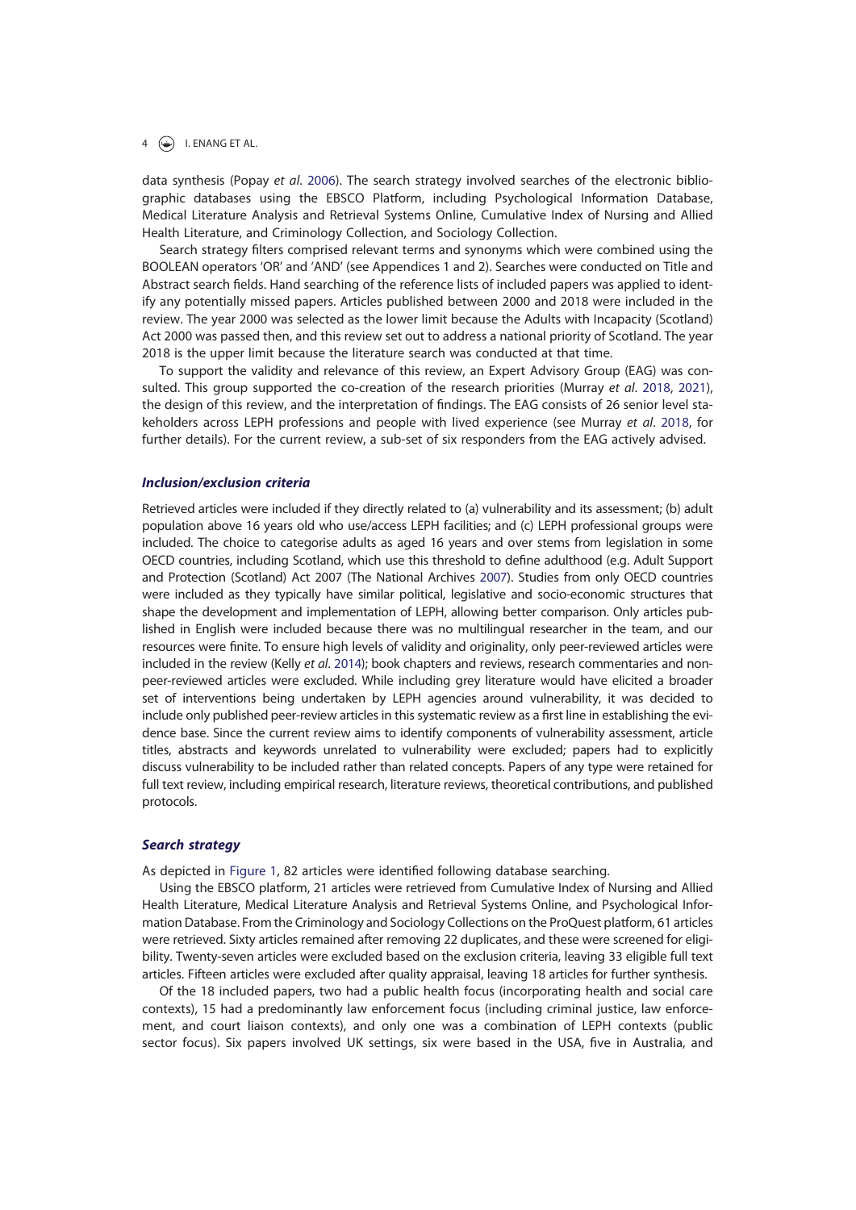data synthesis (Popay *et al*. 2006). The search strategy involved searches of the electronic bibliographic databases using the EBSCO Platform, including Psychological Information Database, Medical Literature Analysis and Retrieval Systems Online, Cumulative Index of Nursing and Allied Health Literature, and Criminology Collection, and Sociology Collection.

Search strategy filters comprised relevant terms and synonyms which were combined using the BOOLEAN operators 'OR' and 'AND' (see Appendices 1 and 2). Searches were conducted on Title and Abstract search fields. Hand searching of the reference lists of included papers was applied to identify any potentially missed papers. Articles published between 2000 and 2018 were included in the review. The year 2000 was selected as the lower limit because the Adults with Incapacity (Scotland) Act 2000 was passed then, and this review set out to address a national priority of Scotland. The year 2018 is the upper limit because the literature search was conducted at that time.

To support the validity and relevance of this review, an Expert Advisory Group (EAG) was consulted. This group supported the co-creation of the research priorities (Murray *et al*. 2018, 2021), the design of this review, and the interpretation of findings. The EAG consists of 26 senior level stakeholders across LEPH professions and people with lived experience (see Murray *et al*. 2018, for further details). For the current review, a sub-set of six responders from the EAG actively advised.

### *Inclusion/exclusion criteria*

Retrieved articles were included if they directly related to (a) vulnerability and its assessment; (b) adult population above 16 years old who use/access LEPH facilities; and (c) LEPH professional groups were included. The choice to categorise adults as aged 16 years and over stems from legislation in some OECD countries, including Scotland, which use this threshold to define adulthood (e.g. Adult Support and Protection (Scotland) Act 2007 (The National Archives 2007). Studies from only OECD countries were included as they typically have similar political, legislative and socio-economic structures that shape the development and implementation of LEPH, allowing better comparison. Only articles published in English were included because there was no multilingual researcher in the team, and our resources were finite. To ensure high levels of validity and originality, only peer-reviewed articles were included in the review (Kelly *et al*. 2014); book chapters and reviews, research commentaries and non-peer-reviewed articles were excluded. While including grey literature would have elicited a broader set of interventions being undertaken by LEPH agencies around vulnerability, it was decided to include only published peer-review articles in this systematic review as a first line in establishing the evidence base. Since the current review aims to identify components of vulnerability assessment, article titles, abstracts and keywords unrelated to vulnerability were excluded; papers had to explicitly discuss vulnerability to be included rather than related concepts. Papers of any type were retained for full text review, including empirical research, literature reviews, theoretical contributions, and published protocols.

### *Search strategy*

As depicted in Figure 1, 82 articles were identified following database searching.

Using the EBSCO platform, 21 articles were retrieved from Cumulative Index of Nursing and Allied Health Literature, Medical Literature Analysis and Retrieval Systems Online, and Psychological Information Database. From the Criminology and Sociology Collections on the ProQuest platform, 61 articles were retrieved. Sixty articles remained after removing 22 duplicates, and these were screened for eligibility. Twenty-seven articles were excluded based on the exclusion criteria, leaving 33 eligible full text articles. Fifteen articles were excluded after quality appraisal, leaving 18 articles for further synthesis.

Of the 18 included papers, two had a public health focus (incorporating health and social care contexts), 15 had a predominantly law enforcement focus (including criminal justice, law enforcement, and court liaison contexts), and only one was a combination of LEPH contexts (public sector focus). Six papers involved UK settings, six were based in the USA, five in Australia, and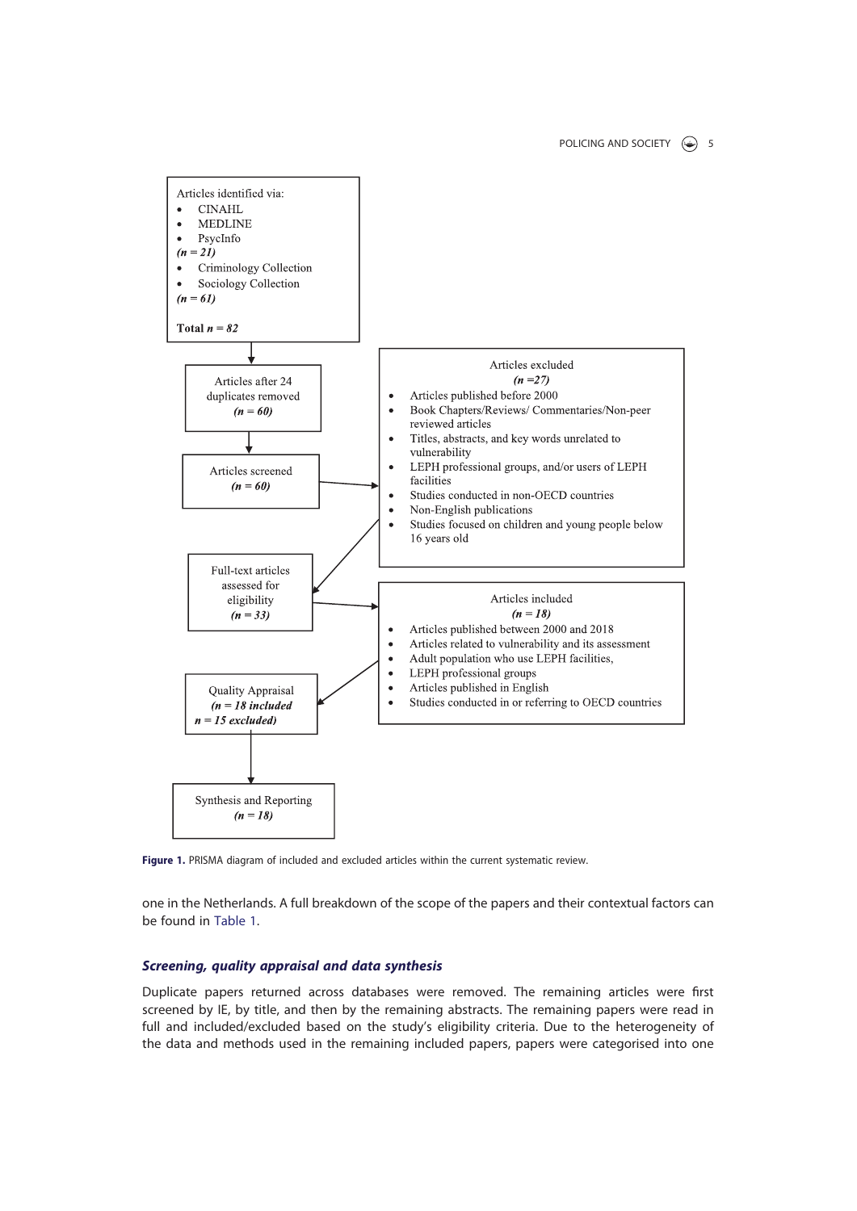Articles identified via:

- CINAHL
- MEDLINE
- PsycInfo

*(n = 21)*

- Criminology Collection
- Sociology Collection

*(n = 61)*

**Total *n = 82***

Articles after 24 duplicates removed
*(n = 60)*

Articles screened
*(n = 60)*

Articles excluded
*(n =27)*

- Articles published before 2000
- Book Chapters/Reviews/ Commentaries/Non-peer reviewed articles
- Titles, abstracts, and key words unrelated to vulnerability
- LEPH professional groups, and/or users of LEPH facilities
- Studies conducted in non-OECD countries
- Non-English publications
- Studies focused on children and young people below 16 years old

Full-text articles assessed for eligibility
*(n = 33)*

Articles included
*(n = 18)*

- Articles published between 2000 and 2018
- Articles related to vulnerability and its assessment
- Adult population who use LEPH facilities,
- LEPH professional groups
- Articles published in English
- Studies conducted in or referring to OECD countries

Quality Appraisal
*(n = 18 included*
*n = 15 excluded)*

Synthesis and Reporting
*(n = 18)*

**Figure 1.** PRISMA diagram of included and excluded articles within the current systematic review.

one in the Netherlands. A full breakdown of the scope of the papers and their contextual factors can be found in Table 1.

### Screening, quality appraisal and data synthesis

Duplicate papers returned across databases were removed. The remaining articles were first screened by IE, by title, and then by the remaining abstracts. The remaining papers were read in full and included/excluded based on the study's eligibility criteria. Due to the heterogeneity of the data and methods used in the remaining included papers, papers were categorised into one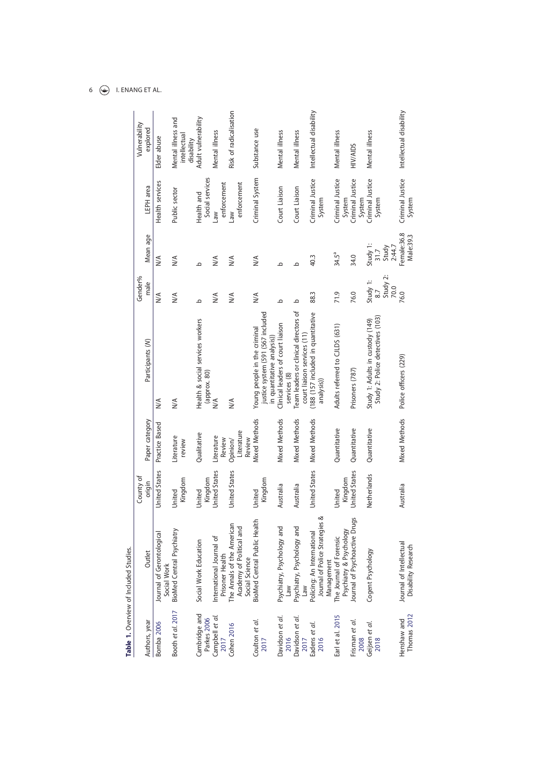**Table 1.** Overview of Included Studies.

| Authors, year | Outlet | County of origin | Paper category | Participants (N) | Gender% male | Mean age | LEPH area | Vulnerability explored |
|---|---|---|---|---|---|---|---|---|
| Bomba 2006 | Journal of Gerontological Social Work | United States | Practice Based | N/A | N/A | N/A | Health services | Elder abuse |
| Booth et al. 2017 | BioMed Central Psychiatry | United Kingdom | Literature review | N/A | N/A | N/A | Public sector | Mental illness and intellectual disability |
| Cambridge and Parkes 2006 | Social Work Education | United Kingdom | Qualitative | Health & social services workers (approx. 80) | b | b | Health and Social services | Adult vulnerability |
| Campbell et al. 2017 | International Journal of Prisoner Health | United States | Literature Review | N/A | N/A | N/A | Law enforcement | Mental illness |
| Cohen 2016 | The Annals of the American Academy of Political and Social Science | United States | Opinion/ Literature Review | N/A | N/A | N/A | Law enforcement | Risk of radicalisation |
| Coulton et al. 2017 | BioMed Central Public Health | United Kingdom | Mixed Methods | Young people in the criminal justice system (591 (567 included in quantitative analysis)) | N/A | N/A | Criminal System | Substance use |
| Davidson et al. 2016 | Psychiatry, Psychology and Law | Australia | Mixed Methods | Clinical leaders of court liaison services (8) | b | b | Court Liaison | Mental illness |
| Davidson et al. 2017 | Psychiatry, Psychology and Law | Australia | Mixed Methods | Team leaders or clinical directors of court liaison services (11) | b | b | Court Liaison | Mental illness |
| Eadens et al. 2016 | Policing: An International Journal of Police Strategies & Management | United States | Mixed Methods | (188 (157 included in quantitative analysis)) | 88.3 | 40.3 | Criminal Justice System | Intellectual disability |
| Earl et al. 2015 | The Journal of Forensic Psychiatry & Psychology | United Kingdom | Quantitative | Adults referred to CJLDS (631) | 71.9 | 34.5[a] | Criminal Justice System | Mental illness |
| Frisman et al. 2008 | Journal of Psychoactive Drugs | United States | Quantitative | Prisoners (787) | 76.0 | 34.0 | Criminal Justice System | HIV/AIDS |
| Geijsen et al. 2018 | Cogent Psychology | Netherlands | Quantitative | Study 1: Adults in custody (149) Study 2: Police detectives (103) | Study 1: 8.7 Study 2: 70.0 | Study 1: 31.7 Study 2:44.7 | Criminal Justice System | Mental illness |
| Henshaw and Thomas 2012 | Journal of Intellectual Disability Research | Australia | Mixed Methods | Police officers (229) | 76.0 | Female:36.8 Male:39.3 | Criminal Justice System | Intellectual disability |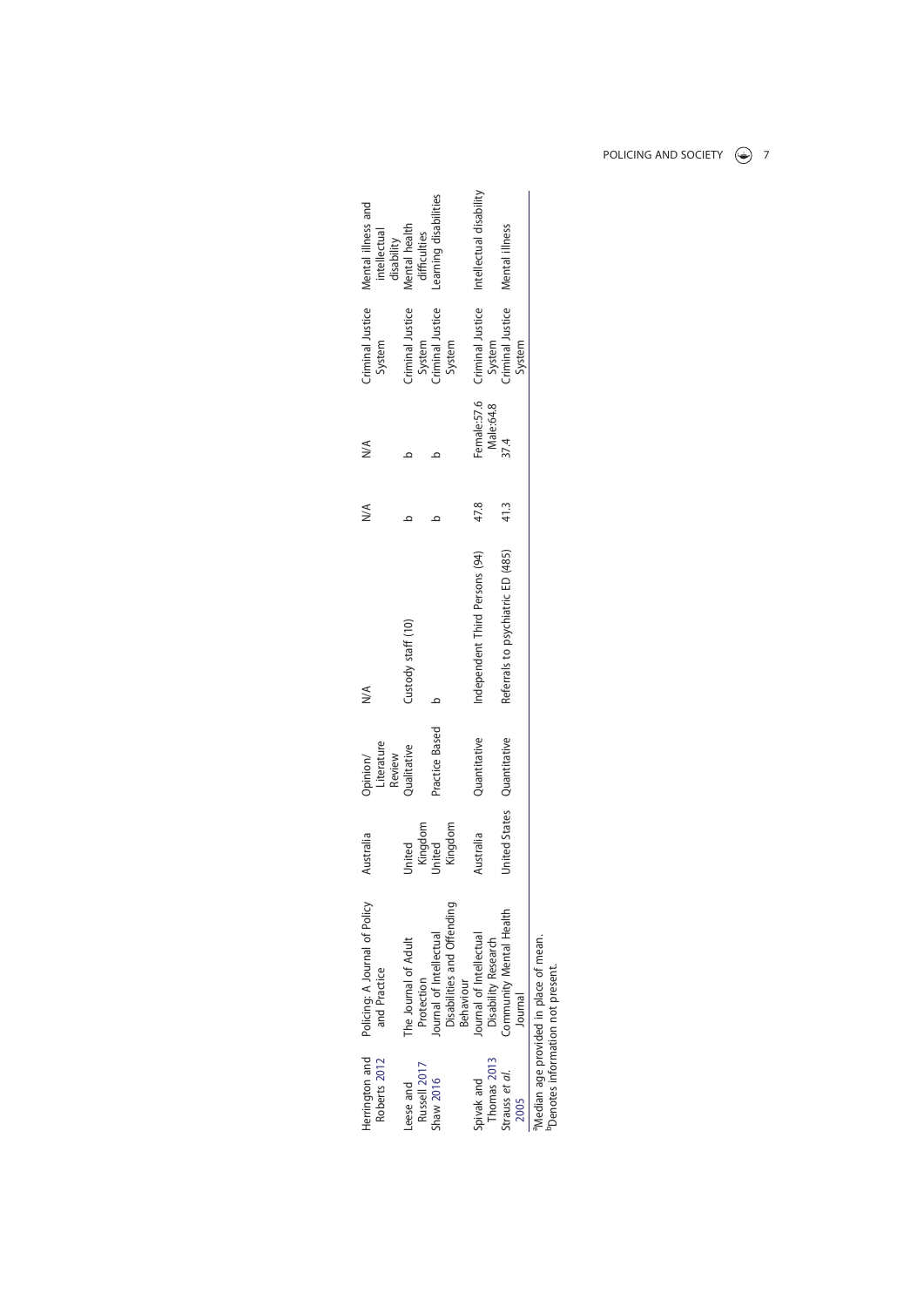| | | | | | | | | |
|---|---|---|---|---|---|---|---|---|
| Herrington and Roberts 2012 | Policing: A Journal of Policy and Practice | Australia | Opinion/ Literature Review | N/A | N/A | N/A | Criminal Justice System | Mental illness and intellectual disability |
| Leese and Russell 2017 | The Journal of Adult Protection | United Kingdom | Qualitative | Custody staff (10) | b | b | Criminal Justice System | Mental health difficulties |
| Shaw 2016 | Journal of Intellectual Disabilities and Offending Behaviour | United Kingdom | Practice Based | b | b | b | Criminal Justice System | Learning disabilities |
| Spivak and Thomas 2013 | Journal of Intellectual Disability Research | Australia | Quantitative | Independent Third Persons (94) | 47.8 | Female:57.6 Male:64.8 | Criminal Justice System | Intellectual disability |
| Strauss *et al.* 2005 | Community Mental Health Journal | United States | Quantitative | Referrals to psychiatric ED (485) | 41.3 | 37.4 | Criminal Justice System | Mental illness |

[a]Median age provided in place of mean.
[b]Denotes information not present.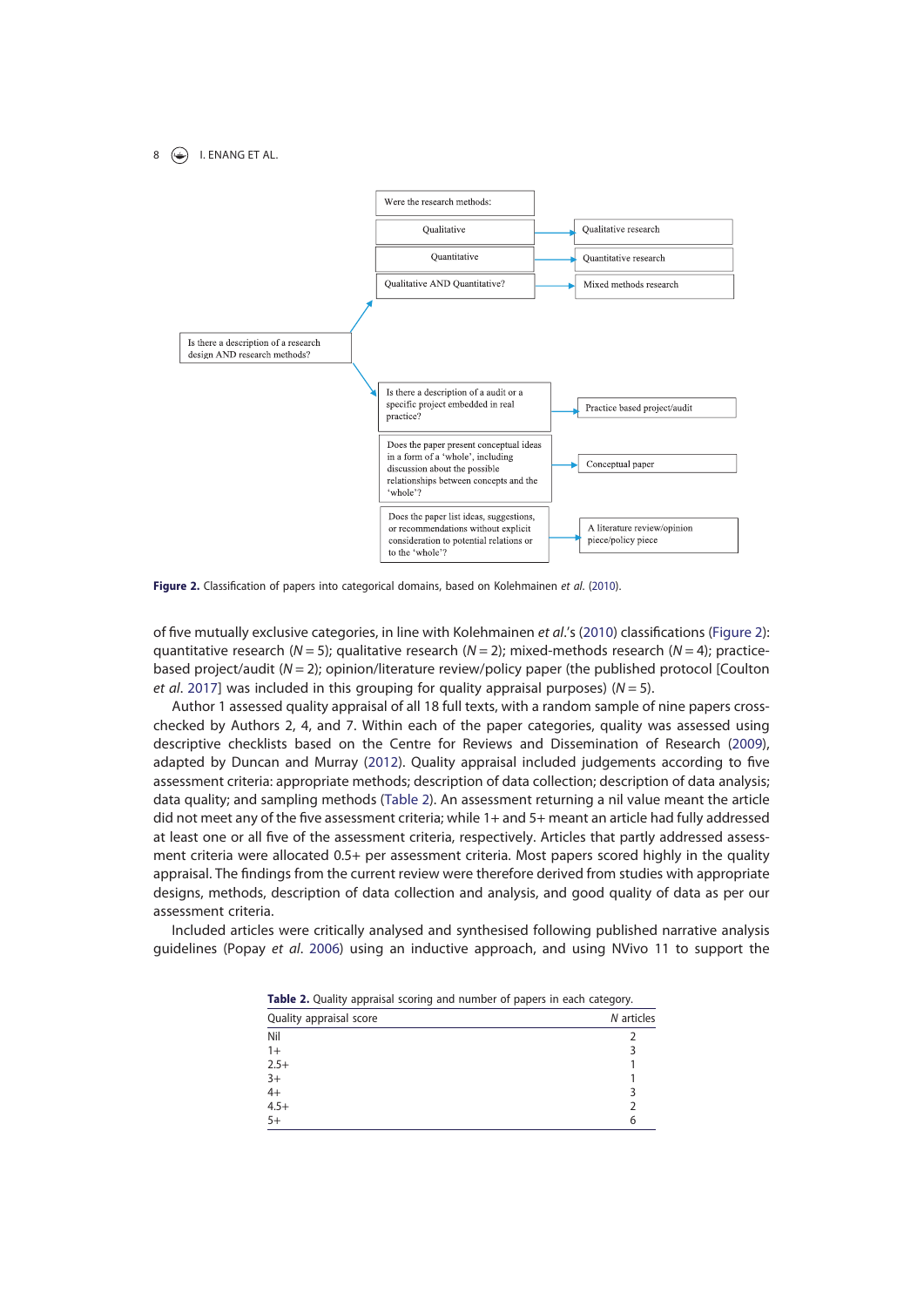- Is there a description of a research design AND research methods?
  - Were the research methods:
    - Qualitative → Qualitative research
    - Quantitative → Quantitative research
    - Qualitative AND Quantitative? → Mixed methods research
  - Is there a description of a audit or a specific project embedded in real practice? → Practice based project/audit
  - Does the paper present conceptual ideas in a form of a 'whole', including discussion about the possible relationships between concepts and the 'whole'? → Conceptual paper
  - Does the paper list ideas, suggestions, or recommendations without explicit consideration to potential relations or to the 'whole'? → A literature review/opinion piece/policy piece

**Figure 2.** Classification of papers into categorical domains, based on Kolehmainen *et al.* (2010).

of five mutually exclusive categories, in line with Kolehmainen *et al.*'s (2010) classifications (Figure 2): quantitative research ($N = 5$); qualitative research ($N = 2$); mixed-methods research ($N = 4$); practice-based project/audit ($N = 2$); opinion/literature review/policy paper (the published protocol [Coulton *et al.* 2017] was included in this grouping for quality appraisal purposes) ($N = 5$).

Author 1 assessed quality appraisal of all 18 full texts, with a random sample of nine papers cross-checked by Authors 2, 4, and 7. Within each of the paper categories, quality was assessed using descriptive checklists based on the Centre for Reviews and Dissemination of Research (2009), adapted by Duncan and Murray (2012). Quality appraisal included judgements according to five assessment criteria: appropriate methods; description of data collection; description of data analysis; data quality; and sampling methods (Table 2). An assessment returning a nil value meant the article did not meet any of the five assessment criteria; while 1+ and 5+ meant an article had fully addressed at least one or all five of the assessment criteria, respectively. Articles that partly addressed assessment criteria were allocated 0.5+ per assessment criteria. Most papers scored highly in the quality appraisal. The findings from the current review were therefore derived from studies with appropriate designs, methods, description of data collection and analysis, and good quality of data as per our assessment criteria.

Included articles were critically analysed and synthesised following published narrative analysis guidelines (Popay *et al.* 2006) using an inductive approach, and using NVivo 11 to support the

**Table 2.** Quality appraisal scoring and number of papers in each category.

| Quality appraisal score | *N* articles |
|---|---|
| Nil | 2 |
| 1+ | 3 |
| 2.5+ | 1 |
| 3+ | 1 |
| 4+ | 3 |
| 4.5+ | 2 |
| 5+ | 6 |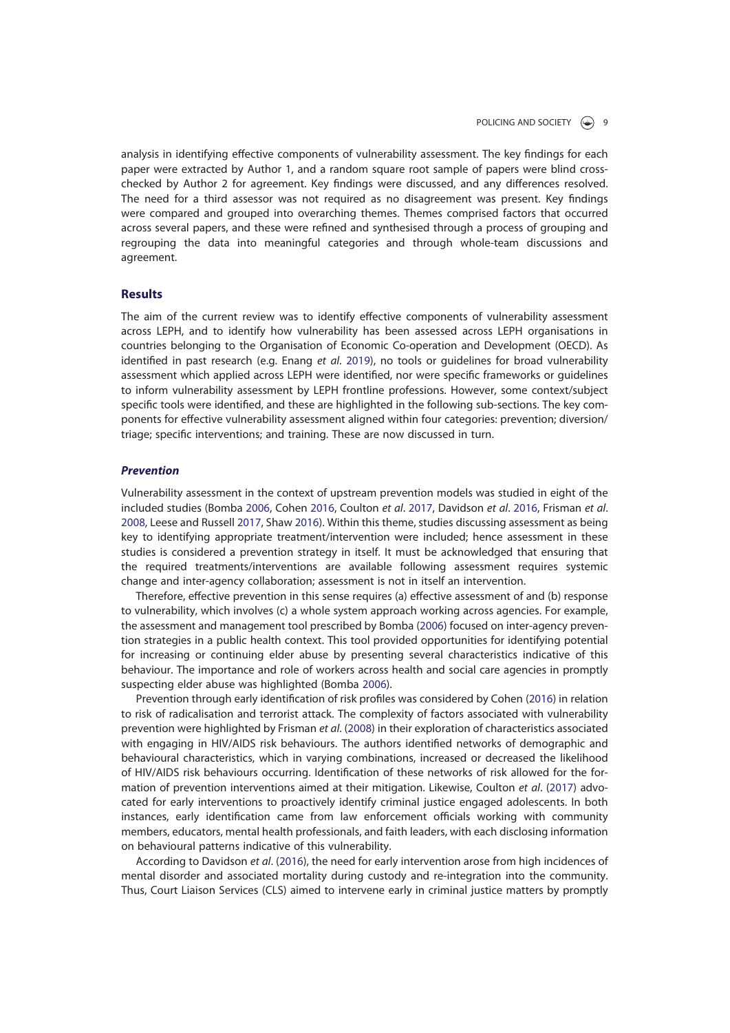analysis in identifying effective components of vulnerability assessment. The key findings for each paper were extracted by Author 1, and a random square root sample of papers were blind cross-checked by Author 2 for agreement. Key findings were discussed, and any differences resolved. The need for a third assessor was not required as no disagreement was present. Key findings were compared and grouped into overarching themes. Themes comprised factors that occurred across several papers, and these were refined and synthesised through a process of grouping and regrouping the data into meaningful categories and through whole-team discussions and agreement.

## Results

The aim of the current review was to identify effective components of vulnerability assessment across LEPH, and to identify how vulnerability has been assessed across LEPH organisations in countries belonging to the Organisation of Economic Co-operation and Development (OECD). As identified in past research (e.g. Enang *et al*. 2019), no tools or guidelines for broad vulnerability assessment which applied across LEPH were identified, nor were specific frameworks or guidelines to inform vulnerability assessment by LEPH frontline professions. However, some context/subject specific tools were identified, and these are highlighted in the following sub-sections. The key components for effective vulnerability assessment aligned within four categories: prevention; diversion/triage; specific interventions; and training. These are now discussed in turn.

### *Prevention*

Vulnerability assessment in the context of upstream prevention models was studied in eight of the included studies (Bomba 2006, Cohen 2016, Coulton *et al*. 2017, Davidson *et al*. 2016, Frisman *et al*. 2008, Leese and Russell 2017, Shaw 2016). Within this theme, studies discussing assessment as being key to identifying appropriate treatment/intervention were included; hence assessment in these studies is considered a prevention strategy in itself. It must be acknowledged that ensuring that the required treatments/interventions are available following assessment requires systemic change and inter-agency collaboration; assessment is not in itself an intervention.

Therefore, effective prevention in this sense requires (a) effective assessment of and (b) response to vulnerability, which involves (c) a whole system approach working across agencies. For example, the assessment and management tool prescribed by Bomba (2006) focused on inter-agency prevention strategies in a public health context. This tool provided opportunities for identifying potential for increasing or continuing elder abuse by presenting several characteristics indicative of this behaviour. The importance and role of workers across health and social care agencies in promptly suspecting elder abuse was highlighted (Bomba 2006).

Prevention through early identification of risk profiles was considered by Cohen (2016) in relation to risk of radicalisation and terrorist attack. The complexity of factors associated with vulnerability prevention were highlighted by Frisman *et al*. (2008) in their exploration of characteristics associated with engaging in HIV/AIDS risk behaviours. The authors identified networks of demographic and behavioural characteristics, which in varying combinations, increased or decreased the likelihood of HIV/AIDS risk behaviours occurring. Identification of these networks of risk allowed for the formation of prevention interventions aimed at their mitigation. Likewise, Coulton *et al*. (2017) advocated for early interventions to proactively identify criminal justice engaged adolescents. In both instances, early identification came from law enforcement officials working with community members, educators, mental health professionals, and faith leaders, with each disclosing information on behavioural patterns indicative of this vulnerability.

According to Davidson *et al*. (2016), the need for early intervention arose from high incidences of mental disorder and associated mortality during custody and re-integration into the community. Thus, Court Liaison Services (CLS) aimed to intervene early in criminal justice matters by promptly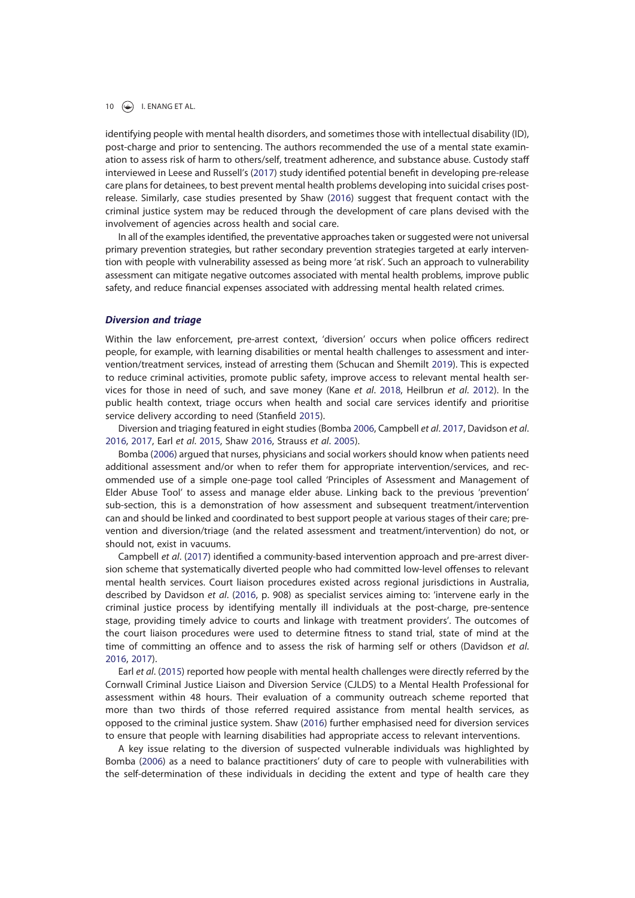identifying people with mental health disorders, and sometimes those with intellectual disability (ID), post-charge and prior to sentencing. The authors recommended the use of a mental state examination to assess risk of harm to others/self, treatment adherence, and substance abuse. Custody staff interviewed in Leese and Russell's (2017) study identified potential benefit in developing pre-release care plans for detainees, to best prevent mental health problems developing into suicidal crises post-release. Similarly, case studies presented by Shaw (2016) suggest that frequent contact with the criminal justice system may be reduced through the development of care plans devised with the involvement of agencies across health and social care.

In all of the examples identified, the preventative approaches taken or suggested were not universal primary prevention strategies, but rather secondary prevention strategies targeted at early intervention with people with vulnerability assessed as being more 'at risk'. Such an approach to vulnerability assessment can mitigate negative outcomes associated with mental health problems, improve public safety, and reduce financial expenses associated with addressing mental health related crimes.

### *Diversion and triage*

Within the law enforcement, pre-arrest context, 'diversion' occurs when police officers redirect people, for example, with learning disabilities or mental health challenges to assessment and intervention/treatment services, instead of arresting them (Schucan and Shemilt 2019). This is expected to reduce criminal activities, promote public safety, improve access to relevant mental health services for those in need of such, and save money (Kane *et al*. 2018, Heilbrun *et al*. 2012). In the public health context, triage occurs when health and social care services identify and prioritise service delivery according to need (Stanfield 2015).

Diversion and triaging featured in eight studies (Bomba 2006, Campbell *et al*. 2017, Davidson *et al*. 2016, 2017, Earl *et al*. 2015, Shaw 2016, Strauss *et al*. 2005).

Bomba (2006) argued that nurses, physicians and social workers should know when patients need additional assessment and/or when to refer them for appropriate intervention/services, and recommended use of a simple one-page tool called 'Principles of Assessment and Management of Elder Abuse Tool' to assess and manage elder abuse. Linking back to the previous 'prevention' sub-section, this is a demonstration of how assessment and subsequent treatment/intervention can and should be linked and coordinated to best support people at various stages of their care; prevention and diversion/triage (and the related assessment and treatment/intervention) do not, or should not, exist in vacuums.

Campbell *et al*. (2017) identified a community-based intervention approach and pre-arrest diversion scheme that systematically diverted people who had committed low-level offenses to relevant mental health services. Court liaison procedures existed across regional jurisdictions in Australia, described by Davidson *et al*. (2016, p. 908) as specialist services aiming to: 'intervene early in the criminal justice process by identifying mentally ill individuals at the post-charge, pre-sentence stage, providing timely advice to courts and linkage with treatment providers'. The outcomes of the court liaison procedures were used to determine fitness to stand trial, state of mind at the time of committing an offence and to assess the risk of harming self or others (Davidson *et al*. 2016, 2017).

Earl *et al*. (2015) reported how people with mental health challenges were directly referred by the Cornwall Criminal Justice Liaison and Diversion Service (CJLDS) to a Mental Health Professional for assessment within 48 hours. Their evaluation of a community outreach scheme reported that more than two thirds of those referred required assistance from mental health services, as opposed to the criminal justice system. Shaw (2016) further emphasised need for diversion services to ensure that people with learning disabilities had appropriate access to relevant interventions.

A key issue relating to the diversion of suspected vulnerable individuals was highlighted by Bomba (2006) as a need to balance practitioners' duty of care to people with vulnerabilities with the self-determination of these individuals in deciding the extent and type of health care they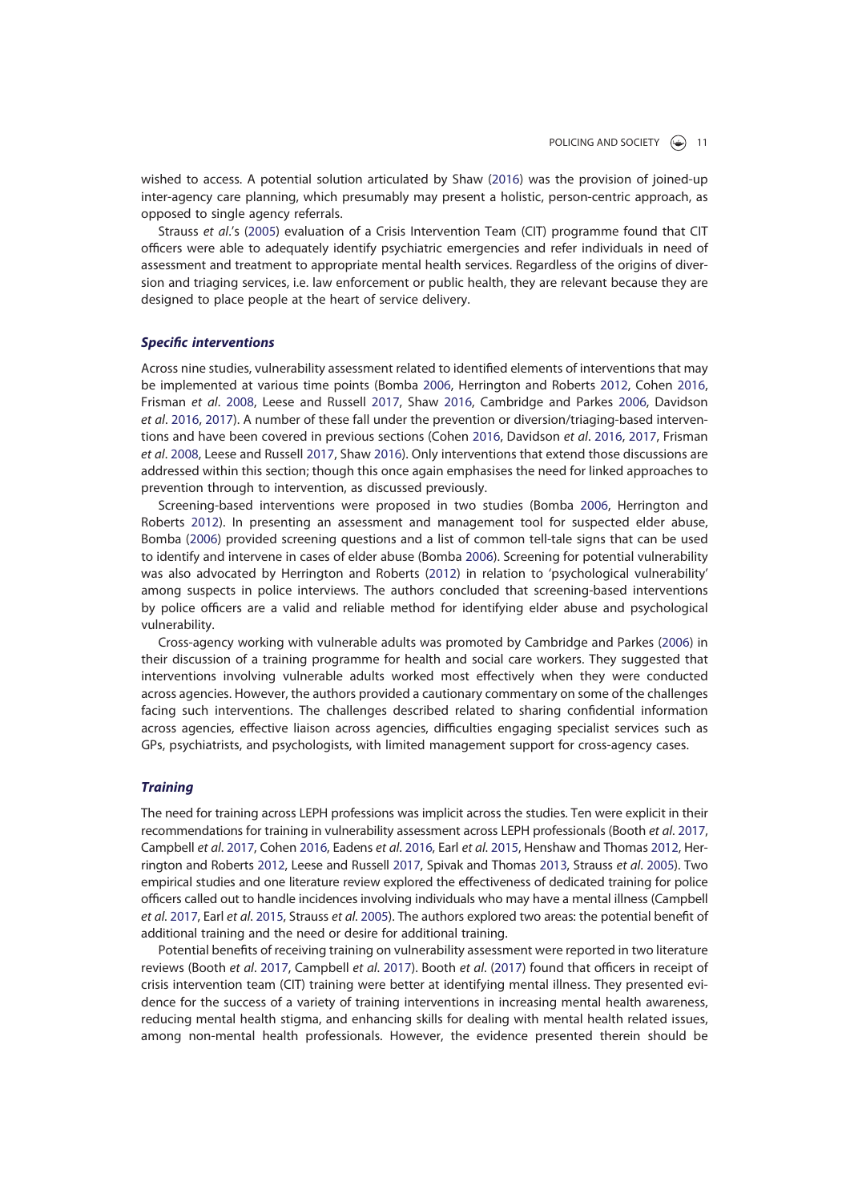wished to access. A potential solution articulated by Shaw (2016) was the provision of joined-up inter-agency care planning, which presumably may present a holistic, person-centric approach, as opposed to single agency referrals.

Strauss *et al.*'s (2005) evaluation of a Crisis Intervention Team (CIT) programme found that CIT officers were able to adequately identify psychiatric emergencies and refer individuals in need of assessment and treatment to appropriate mental health services. Regardless of the origins of diversion and triaging services, i.e. law enforcement or public health, they are relevant because they are designed to place people at the heart of service delivery.

### *Specific interventions*

Across nine studies, vulnerability assessment related to identified elements of interventions that may be implemented at various time points (Bomba 2006, Herrington and Roberts 2012, Cohen 2016, Frisman *et al*. 2008, Leese and Russell 2017, Shaw 2016, Cambridge and Parkes 2006, Davidson *et al*. 2016, 2017). A number of these fall under the prevention or diversion/triaging-based interventions and have been covered in previous sections (Cohen 2016, Davidson *et al*. 2016, 2017, Frisman *et al*. 2008, Leese and Russell 2017, Shaw 2016). Only interventions that extend those discussions are addressed within this section; though this once again emphasises the need for linked approaches to prevention through to intervention, as discussed previously.

Screening-based interventions were proposed in two studies (Bomba 2006, Herrington and Roberts 2012). In presenting an assessment and management tool for suspected elder abuse, Bomba (2006) provided screening questions and a list of common tell-tale signs that can be used to identify and intervene in cases of elder abuse (Bomba 2006). Screening for potential vulnerability was also advocated by Herrington and Roberts (2012) in relation to 'psychological vulnerability' among suspects in police interviews. The authors concluded that screening-based interventions by police officers are a valid and reliable method for identifying elder abuse and psychological vulnerability.

Cross-agency working with vulnerable adults was promoted by Cambridge and Parkes (2006) in their discussion of a training programme for health and social care workers. They suggested that interventions involving vulnerable adults worked most effectively when they were conducted across agencies. However, the authors provided a cautionary commentary on some of the challenges facing such interventions. The challenges described related to sharing confidential information across agencies, effective liaison across agencies, difficulties engaging specialist services such as GPs, psychiatrists, and psychologists, with limited management support for cross-agency cases.

### *Training*

The need for training across LEPH professions was implicit across the studies. Ten were explicit in their recommendations for training in vulnerability assessment across LEPH professionals (Booth *et al*. 2017, Campbell *et al*. 2017, Cohen 2016, Eadens *et al*. 2016, Earl *et al*. 2015, Henshaw and Thomas 2012, Herrington and Roberts 2012, Leese and Russell 2017, Spivak and Thomas 2013, Strauss *et al*. 2005). Two empirical studies and one literature review explored the effectiveness of dedicated training for police officers called out to handle incidences involving individuals who may have a mental illness (Campbell *et al*. 2017, Earl *et al*. 2015, Strauss *et al*. 2005). The authors explored two areas: the potential benefit of additional training and the need or desire for additional training.

Potential benefits of receiving training on vulnerability assessment were reported in two literature reviews (Booth *et al*. 2017, Campbell *et al*. 2017). Booth *et al*. (2017) found that officers in receipt of crisis intervention team (CIT) training were better at identifying mental illness. They presented evidence for the success of a variety of training interventions in increasing mental health awareness, reducing mental health stigma, and enhancing skills for dealing with mental health related issues, among non-mental health professionals. However, the evidence presented therein should be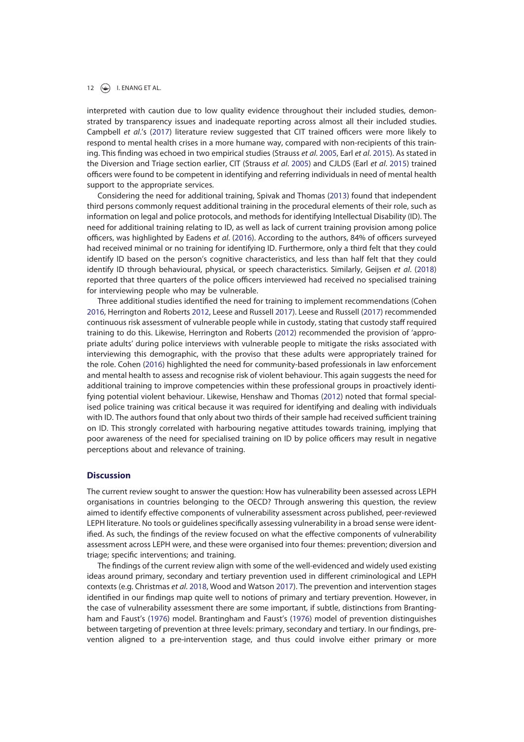interpreted with caution due to low quality evidence throughout their included studies, demonstrated by transparency issues and inadequate reporting across almost all their included studies. Campbell *et al.*'s (2017) literature review suggested that CIT trained officers were more likely to respond to mental health crises in a more humane way, compared with non-recipients of this training. This finding was echoed in two empirical studies (Strauss *et al.* 2005, Earl *et al.* 2015). As stated in the Diversion and Triage section earlier, CIT (Strauss *et al.* 2005) and CJLDS (Earl *et al.* 2015) trained officers were found to be competent in identifying and referring individuals in need of mental health support to the appropriate services.

Considering the need for additional training, Spivak and Thomas (2013) found that independent third persons commonly request additional training in the procedural elements of their role, such as information on legal and police protocols, and methods for identifying Intellectual Disability (ID). The need for additional training relating to ID, as well as lack of current training provision among police officers, was highlighted by Eadens *et al.* (2016). According to the authors, 84% of officers surveyed had received minimal or no training for identifying ID. Furthermore, only a third felt that they could identify ID based on the person's cognitive characteristics, and less than half felt that they could identify ID through behavioural, physical, or speech characteristics. Similarly, Geijsen *et al.* (2018) reported that three quarters of the police officers interviewed had received no specialised training for interviewing people who may be vulnerable.

Three additional studies identified the need for training to implement recommendations (Cohen 2016, Herrington and Roberts 2012, Leese and Russell 2017). Leese and Russell (2017) recommended continuous risk assessment of vulnerable people while in custody, stating that custody staff required training to do this. Likewise, Herrington and Roberts (2012) recommended the provision of 'appropriate adults' during police interviews with vulnerable people to mitigate the risks associated with interviewing this demographic, with the proviso that these adults were appropriately trained for the role. Cohen (2016) highlighted the need for community-based professionals in law enforcement and mental health to assess and recognise risk of violent behaviour. This again suggests the need for additional training to improve competencies within these professional groups in proactively identifying potential violent behaviour. Likewise, Henshaw and Thomas (2012) noted that formal specialised police training was critical because it was required for identifying and dealing with individuals with ID. The authors found that only about two thirds of their sample had received sufficient training on ID. This strongly correlated with harbouring negative attitudes towards training, implying that poor awareness of the need for specialised training on ID by police officers may result in negative perceptions about and relevance of training.

## Discussion

The current review sought to answer the question: How has vulnerability been assessed across LEPH organisations in countries belonging to the OECD? Through answering this question, the review aimed to identify effective components of vulnerability assessment across published, peer-reviewed LEPH literature. No tools or guidelines specifically assessing vulnerability in a broad sense were identified. As such, the findings of the review focused on what the effective components of vulnerability assessment across LEPH were, and these were organised into four themes: prevention; diversion and triage; specific interventions; and training.

The findings of the current review align with some of the well-evidenced and widely used existing ideas around primary, secondary and tertiary prevention used in different criminological and LEPH contexts (e.g. Christmas *et al.* 2018, Wood and Watson 2017). The prevention and intervention stages identified in our findings map quite well to notions of primary and tertiary prevention. However, in the case of vulnerability assessment there are some important, if subtle, distinctions from Brantingham and Faust's (1976) model. Brantingham and Faust's (1976) model of prevention distinguishes between targeting of prevention at three levels: primary, secondary and tertiary. In our findings, prevention aligned to a pre-intervention stage, and thus could involve either primary or more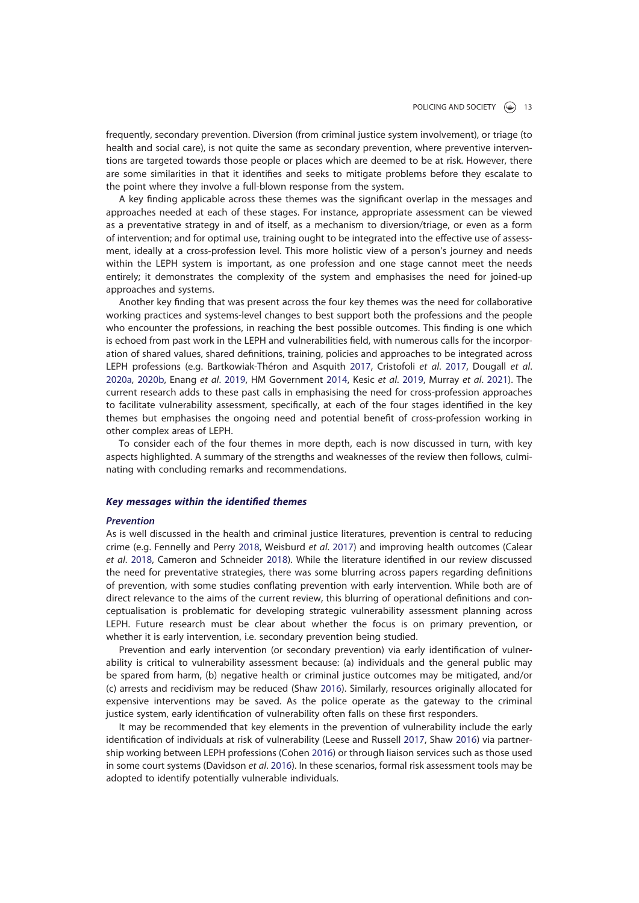frequently, secondary prevention. Diversion (from criminal justice system involvement), or triage (to health and social care), is not quite the same as secondary prevention, where preventive interventions are targeted towards those people or places which are deemed to be at risk. However, there are some similarities in that it identifies and seeks to mitigate problems before they escalate to the point where they involve a full-blown response from the system.

A key finding applicable across these themes was the significant overlap in the messages and approaches needed at each of these stages. For instance, appropriate assessment can be viewed as a preventative strategy in and of itself, as a mechanism to diversion/triage, or even as a form of intervention; and for optimal use, training ought to be integrated into the effective use of assessment, ideally at a cross-profession level. This more holistic view of a person's journey and needs within the LEPH system is important, as one profession and one stage cannot meet the needs entirely; it demonstrates the complexity of the system and emphasises the need for joined-up approaches and systems.

Another key finding that was present across the four key themes was the need for collaborative working practices and systems-level changes to best support both the professions and the people who encounter the professions, in reaching the best possible outcomes. This finding is one which is echoed from past work in the LEPH and vulnerabilities field, with numerous calls for the incorporation of shared values, shared definitions, training, policies and approaches to be integrated across LEPH professions (e.g. Bartkowiak-Théron and Asquith 2017, Cristofoli *et al*. 2017, Dougall *et al*. 2020a, 2020b, Enang *et al*. 2019, HM Government 2014, Kesic *et al*. 2019, Murray *et al*. 2021). The current research adds to these past calls in emphasising the need for cross-profession approaches to facilitate vulnerability assessment, specifically, at each of the four stages identified in the key themes but emphasises the ongoing need and potential benefit of cross-profession working in other complex areas of LEPH.

To consider each of the four themes in more depth, each is now discussed in turn, with key aspects highlighted. A summary of the strengths and weaknesses of the review then follows, culminating with concluding remarks and recommendations.

### *Key messages within the identified themes*

#### *Prevention*

As is well discussed in the health and criminal justice literatures, prevention is central to reducing crime (e.g. Fennelly and Perry 2018, Weisburd *et al*. 2017) and improving health outcomes (Calear *et al*. 2018, Cameron and Schneider 2018). While the literature identified in our review discussed the need for preventative strategies, there was some blurring across papers regarding definitions of prevention, with some studies conflating prevention with early intervention. While both are of direct relevance to the aims of the current review, this blurring of operational definitions and conceptualisation is problematic for developing strategic vulnerability assessment planning across LEPH. Future research must be clear about whether the focus is on primary prevention, or whether it is early intervention, i.e. secondary prevention being studied.

Prevention and early intervention (or secondary prevention) via early identification of vulnerability is critical to vulnerability assessment because: (a) individuals and the general public may be spared from harm, (b) negative health or criminal justice outcomes may be mitigated, and/or (c) arrests and recidivism may be reduced (Shaw 2016). Similarly, resources originally allocated for expensive interventions may be saved. As the police operate as the gateway to the criminal justice system, early identification of vulnerability often falls on these first responders.

It may be recommended that key elements in the prevention of vulnerability include the early identification of individuals at risk of vulnerability (Leese and Russell 2017, Shaw 2016) via partnership working between LEPH professions (Cohen 2016) or through liaison services such as those used in some court systems (Davidson *et al*. 2016). In these scenarios, formal risk assessment tools may be adopted to identify potentially vulnerable individuals.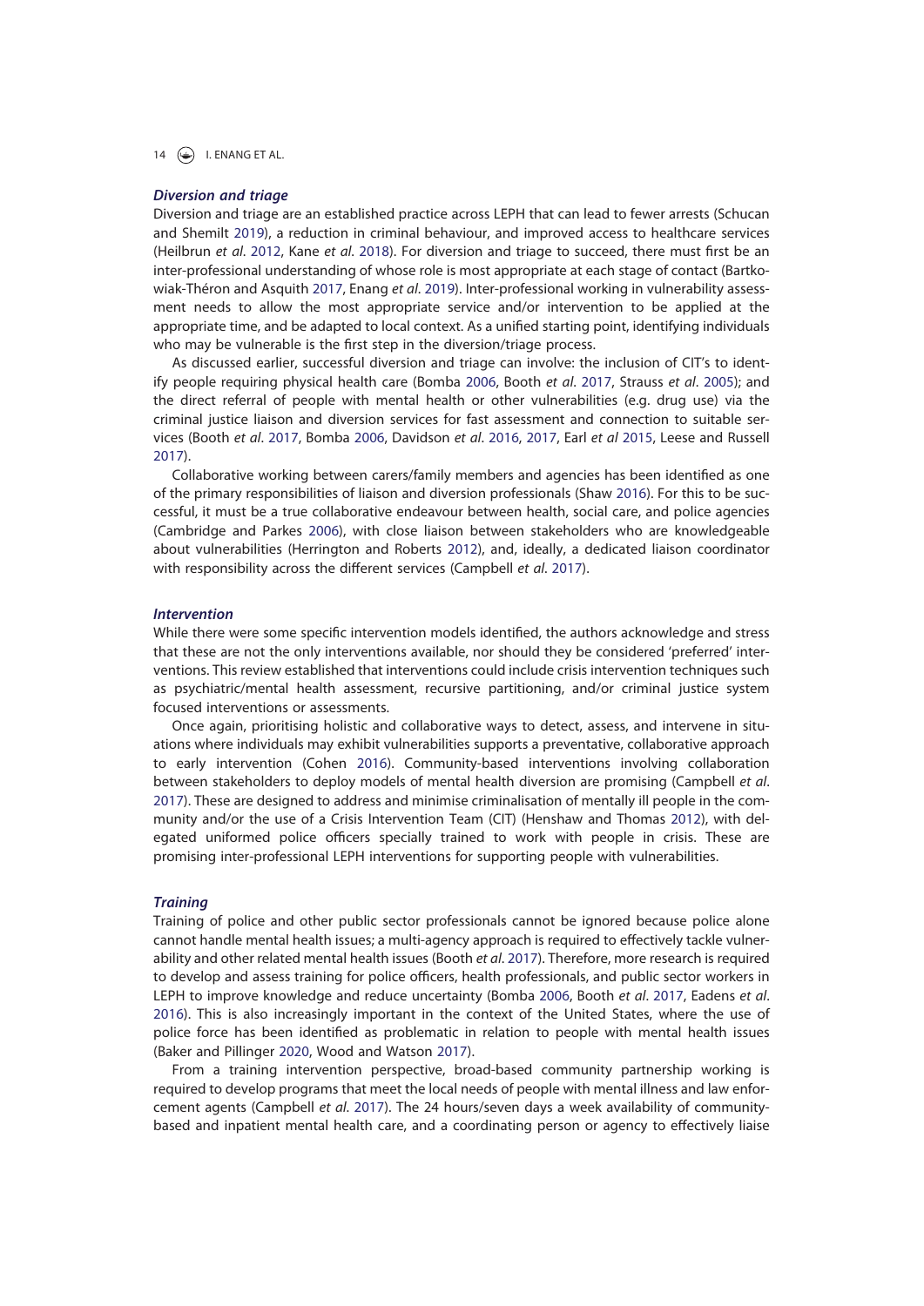### *Diversion and triage*

Diversion and triage are an established practice across LEPH that can lead to fewer arrests (Schucan and Shemilt 2019), a reduction in criminal behaviour, and improved access to healthcare services (Heilbrun *et al*. 2012, Kane *et al*. 2018). For diversion and triage to succeed, there must first be an inter-professional understanding of whose role is most appropriate at each stage of contact (Bartkowiak-Théron and Asquith 2017, Enang *et al*. 2019). Inter-professional working in vulnerability assessment needs to allow the most appropriate service and/or intervention to be applied at the appropriate time, and be adapted to local context. As a unified starting point, identifying individuals who may be vulnerable is the first step in the diversion/triage process.

As discussed earlier, successful diversion and triage can involve: the inclusion of CIT's to identify people requiring physical health care (Bomba 2006, Booth *et al*. 2017, Strauss *et al*. 2005); and the direct referral of people with mental health or other vulnerabilities (e.g. drug use) via the criminal justice liaison and diversion services for fast assessment and connection to suitable services (Booth *et al*. 2017, Bomba 2006, Davidson *et al*. 2016, 2017, Earl *et al* 2015, Leese and Russell 2017).

Collaborative working between carers/family members and agencies has been identified as one of the primary responsibilities of liaison and diversion professionals (Shaw 2016). For this to be successful, it must be a true collaborative endeavour between health, social care, and police agencies (Cambridge and Parkes 2006), with close liaison between stakeholders who are knowledgeable about vulnerabilities (Herrington and Roberts 2012), and, ideally, a dedicated liaison coordinator with responsibility across the different services (Campbell *et al*. 2017).

### *Intervention*

While there were some specific intervention models identified, the authors acknowledge and stress that these are not the only interventions available, nor should they be considered 'preferred' interventions. This review established that interventions could include crisis intervention techniques such as psychiatric/mental health assessment, recursive partitioning, and/or criminal justice system focused interventions or assessments.

Once again, prioritising holistic and collaborative ways to detect, assess, and intervene in situations where individuals may exhibit vulnerabilities supports a preventative, collaborative approach to early intervention (Cohen 2016). Community-based interventions involving collaboration between stakeholders to deploy models of mental health diversion are promising (Campbell *et al*. 2017). These are designed to address and minimise criminalisation of mentally ill people in the community and/or the use of a Crisis Intervention Team (CIT) (Henshaw and Thomas 2012), with delegated uniformed police officers specially trained to work with people in crisis. These are promising inter-professional LEPH interventions for supporting people with vulnerabilities.

### *Training*

Training of police and other public sector professionals cannot be ignored because police alone cannot handle mental health issues; a multi-agency approach is required to effectively tackle vulnerability and other related mental health issues (Booth *et al*. 2017). Therefore, more research is required to develop and assess training for police officers, health professionals, and public sector workers in LEPH to improve knowledge and reduce uncertainty (Bomba 2006, Booth *et al*. 2017, Eadens *et al*. 2016). This is also increasingly important in the context of the United States, where the use of police force has been identified as problematic in relation to people with mental health issues (Baker and Pillinger 2020, Wood and Watson 2017).

From a training intervention perspective, broad-based community partnership working is required to develop programs that meet the local needs of people with mental illness and law enforcement agents (Campbell *et al*. 2017). The 24 hours/seven days a week availability of community-based and inpatient mental health care, and a coordinating person or agency to effectively liaise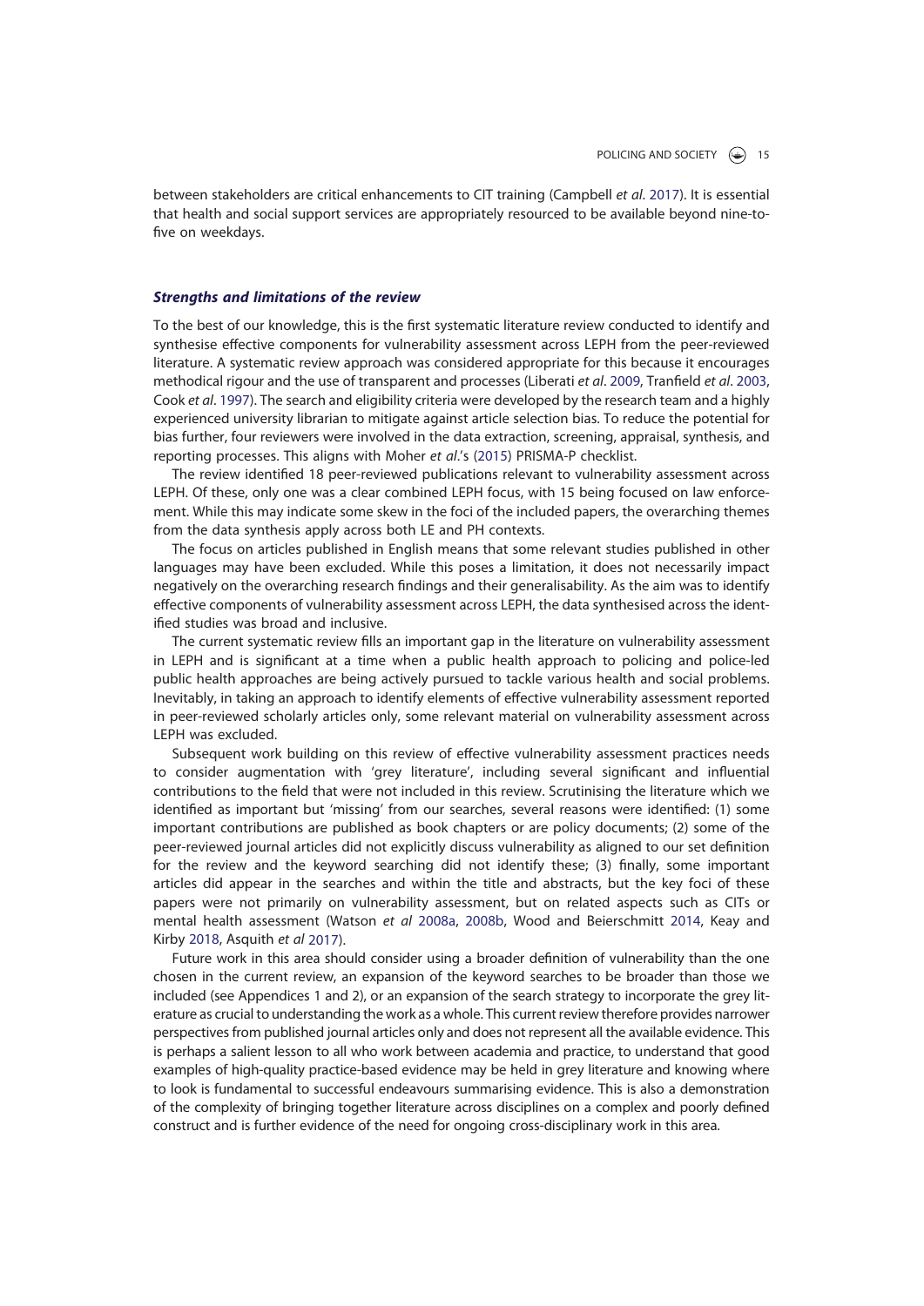between stakeholders are critical enhancements to CIT training (Campbell *et al*. 2017). It is essential that health and social support services are appropriately resourced to be available beyond nine-to-five on weekdays.

### *Strengths and limitations of the review*

To the best of our knowledge, this is the first systematic literature review conducted to identify and synthesise effective components for vulnerability assessment across LEPH from the peer-reviewed literature. A systematic review approach was considered appropriate for this because it encourages methodical rigour and the use of transparent and processes (Liberati *et al*. 2009, Tranfield *et al*. 2003, Cook *et al*. 1997). The search and eligibility criteria were developed by the research team and a highly experienced university librarian to mitigate against article selection bias. To reduce the potential for bias further, four reviewers were involved in the data extraction, screening, appraisal, synthesis, and reporting processes. This aligns with Moher *et al*.'s (2015) PRISMA-P checklist.

The review identified 18 peer-reviewed publications relevant to vulnerability assessment across LEPH. Of these, only one was a clear combined LEPH focus, with 15 being focused on law enforcement. While this may indicate some skew in the foci of the included papers, the overarching themes from the data synthesis apply across both LE and PH contexts.

The focus on articles published in English means that some relevant studies published in other languages may have been excluded. While this poses a limitation, it does not necessarily impact negatively on the overarching research findings and their generalisability. As the aim was to identify effective components of vulnerability assessment across LEPH, the data synthesised across the identified studies was broad and inclusive.

The current systematic review fills an important gap in the literature on vulnerability assessment in LEPH and is significant at a time when a public health approach to policing and police-led public health approaches are being actively pursued to tackle various health and social problems. Inevitably, in taking an approach to identify elements of effective vulnerability assessment reported in peer-reviewed scholarly articles only, some relevant material on vulnerability assessment across LEPH was excluded.

Subsequent work building on this review of effective vulnerability assessment practices needs to consider augmentation with 'grey literature', including several significant and influential contributions to the field that were not included in this review. Scrutinising the literature which we identified as important but 'missing' from our searches, several reasons were identified: (1) some important contributions are published as book chapters or are policy documents; (2) some of the peer-reviewed journal articles did not explicitly discuss vulnerability as aligned to our set definition for the review and the keyword searching did not identify these; (3) finally, some important articles did appear in the searches and within the title and abstracts, but the key foci of these papers were not primarily on vulnerability assessment, but on related aspects such as CITs or mental health assessment (Watson *et al* 2008a, 2008b, Wood and Beierschmitt 2014, Keay and Kirby 2018, Asquith *et al* 2017).

Future work in this area should consider using a broader definition of vulnerability than the one chosen in the current review, an expansion of the keyword searches to be broader than those we included (see Appendices 1 and 2), or an expansion of the search strategy to incorporate the grey literature as crucial to understanding the work as a whole. This current review therefore provides narrower perspectives from published journal articles only and does not represent all the available evidence. This is perhaps a salient lesson to all who work between academia and practice, to understand that good examples of high-quality practice-based evidence may be held in grey literature and knowing where to look is fundamental to successful endeavours summarising evidence. This is also a demonstration of the complexity of bringing together literature across disciplines on a complex and poorly defined construct and is further evidence of the need for ongoing cross-disciplinary work in this area.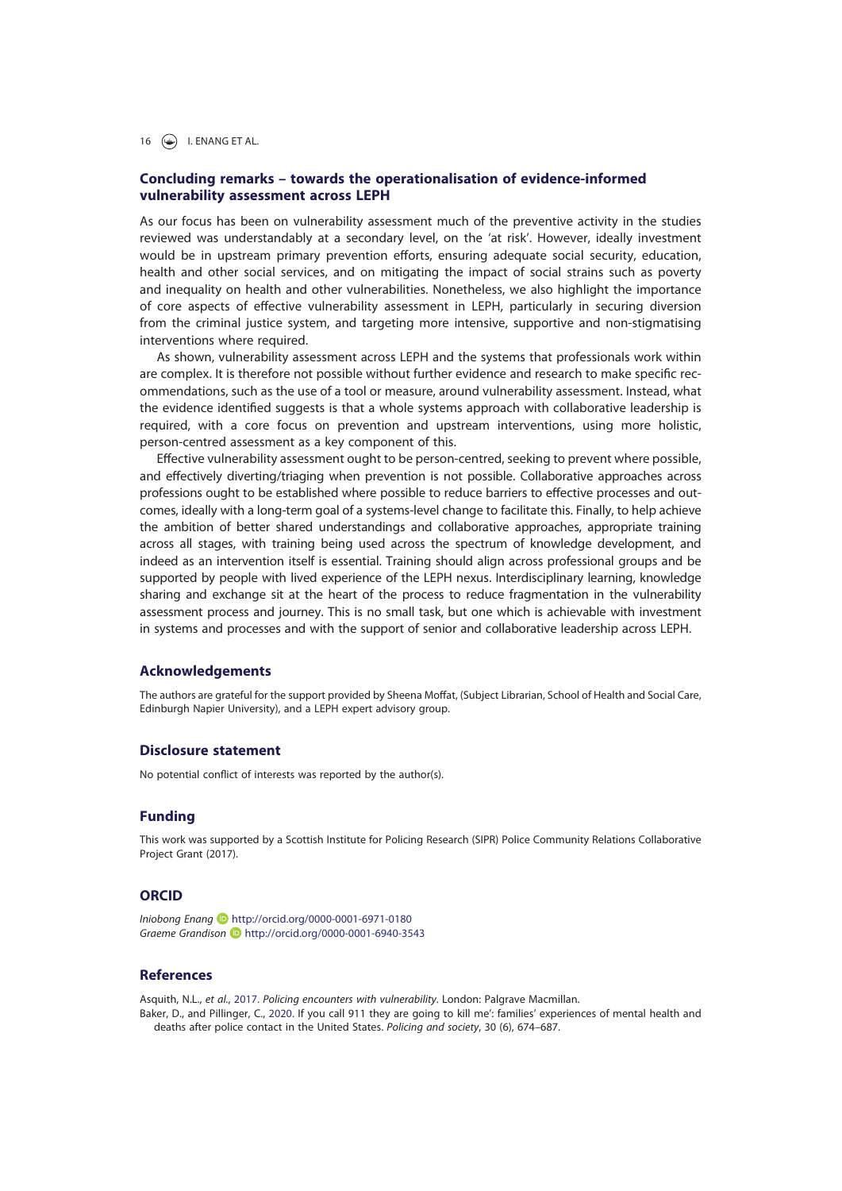## Concluding remarks – towards the operationalisation of evidence-informed vulnerability assessment across LEPH

As our focus has been on vulnerability assessment much of the preventive activity in the studies reviewed was understandably at a secondary level, on the 'at risk'. However, ideally investment would be in upstream primary prevention efforts, ensuring adequate social security, education, health and other social services, and on mitigating the impact of social strains such as poverty and inequality on health and other vulnerabilities. Nonetheless, we also highlight the importance of core aspects of effective vulnerability assessment in LEPH, particularly in securing diversion from the criminal justice system, and targeting more intensive, supportive and non-stigmatising interventions where required.

As shown, vulnerability assessment across LEPH and the systems that professionals work within are complex. It is therefore not possible without further evidence and research to make specific recommendations, such as the use of a tool or measure, around vulnerability assessment. Instead, what the evidence identified suggests is that a whole systems approach with collaborative leadership is required, with a core focus on prevention and upstream interventions, using more holistic, person-centred assessment as a key component of this.

Effective vulnerability assessment ought to be person-centred, seeking to prevent where possible, and effectively diverting/triaging when prevention is not possible. Collaborative approaches across professions ought to be established where possible to reduce barriers to effective processes and outcomes, ideally with a long-term goal of a systems-level change to facilitate this. Finally, to help achieve the ambition of better shared understandings and collaborative approaches, appropriate training across all stages, with training being used across the spectrum of knowledge development, and indeed as an intervention itself is essential. Training should align across professional groups and be supported by people with lived experience of the LEPH nexus. Interdisciplinary learning, knowledge sharing and exchange sit at the heart of the process to reduce fragmentation in the vulnerability assessment process and journey. This is no small task, but one which is achievable with investment in systems and processes and with the support of senior and collaborative leadership across LEPH.

## Acknowledgements

The authors are grateful for the support provided by Sheena Moffat, (Subject Librarian, School of Health and Social Care, Edinburgh Napier University), and a LEPH expert advisory group.

## Disclosure statement

No potential conflict of interests was reported by the author(s).

## Funding

This work was supported by a Scottish Institute for Policing Research (SIPR) Police Community Relations Collaborative Project Grant (2017).

## ORCID

*Iniobong Enang* http://orcid.org/0000-0001-6971-0180
*Graeme Grandison* http://orcid.org/0000-0001-6940-3543

## References

Asquith, N.L., *et al.*, 2017. *Policing encounters with vulnerability*. London: Palgrave Macmillan.

Baker, D., and Pillinger, C., 2020. If you call 911 they are going to kill me': families' experiences of mental health and deaths after police contact in the United States. *Policing and society*, 30 (6), 674–687.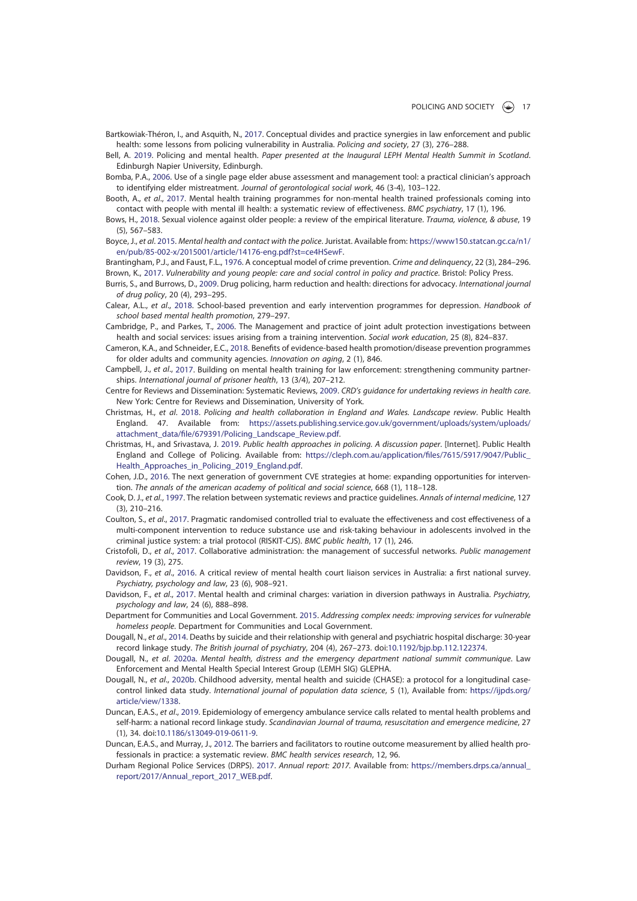Bartkowiak-Théron, I., and Asquith, N., 2017. Conceptual divides and practice synergies in law enforcement and public health: some lessons from policing vulnerability in Australia. *Policing and society*, 27 (3), 276–288.

Bell, A. 2019. Policing and mental health. *Paper presented at the Inaugural LEPH Mental Health Summit in Scotland*. Edinburgh Napier University, Edinburgh.

Bomba, P.A., 2006. Use of a single page elder abuse assessment and management tool: a practical clinician's approach to identifying elder mistreatment. *Journal of gerontological social work*, 46 (3-4), 103–122.

Booth, A., *et al*., 2017. Mental health training programmes for non-mental health trained professionals coming into contact with people with mental ill health: a systematic review of effectiveness. *BMC psychiatry*, 17 (1), 196.

Bows, H., 2018. Sexual violence against older people: a review of the empirical literature. *Trauma, violence, & abuse*, 19 (5), 567–583.

Boyce, J., *et al*. 2015. *Mental health and contact with the police*. Juristat. Available from: https://www150.statcan.gc.ca/n1/en/pub/85-002-x/2015001/article/14176-eng.pdf?st=ce4HSewF.

Brantingham, P.J., and Faust, F.L., 1976. A conceptual model of crime prevention. *Crime and delinquency*, 22 (3), 284–296.

Brown, K., 2017. *Vulnerability and young people: care and social control in policy and practice*. Bristol: Policy Press.

Burris, S., and Burrows, D., 2009. Drug policing, harm reduction and health: directions for advocacy. *International journal of drug policy*, 20 (4), 293–295.

Calear, A.L., *et al*., 2018. School-based prevention and early intervention programmes for depression. *Handbook of school based mental health promotion*, 279–297.

Cambridge, P., and Parkes, T., 2006. The Management and practice of joint adult protection investigations between health and social services: issues arising from a training intervention. *Social work education*, 25 (8), 824–837.

Cameron, K.A., and Schneider, E.C., 2018. Benefits of evidence-based health promotion/disease prevention programmes for older adults and community agencies. *Innovation on aging*, 2 (1), 846.

Campbell, J., *et al*., 2017. Building on mental health training for law enforcement: strengthening community partnerships. *International journal of prisoner health*, 13 (3/4), 207–212.

Centre for Reviews and Dissemination: Systematic Reviews, 2009. *CRD's guidance for undertaking reviews in health care*. New York: Centre for Reviews and Dissemination, University of York.

Christmas, H., *et al*. 2018. *Policing and health collaboration in England and Wales. Landscape review*. Public Health England. 47. Available from: https://assets.publishing.service.gov.uk/government/uploads/system/uploads/attachment_data/file/679391/Policing_Landscape_Review.pdf.

Christmas, H., and Srivastava, J. 2019. *Public health approaches in policing. A discussion paper*. [Internet]. Public Health England and College of Policing. Available from: https://cleph.com.au/application/files/7615/5917/9047/Public_Health_Approaches_in_Policing_2019_England.pdf.

Cohen, J.D., 2016. The next generation of government CVE strategies at home: expanding opportunities for intervention. *The annals of the american academy of political and social science*, 668 (1), 118–128.

Cook, D. J., *et al*., 1997. The relation between systematic reviews and practice guidelines. *Annals of internal medicine*, 127 (3), 210–216.

Coulton, S., *et al*., 2017. Pragmatic randomised controlled trial to evaluate the effectiveness and cost effectiveness of a multi-component intervention to reduce substance use and risk-taking behaviour in adolescents involved in the criminal justice system: a trial protocol (RISKIT-CJS). *BMC public health*, 17 (1), 246.

Cristofoli, D., *et al*., 2017. Collaborative administration: the management of successful networks. *Public management review*, 19 (3), 275.

Davidson, F., *et al*., 2016. A critical review of mental health court liaison services in Australia: a first national survey. *Psychiatry, psychology and law*, 23 (6), 908–921.

Davidson, F., *et al*., 2017. Mental health and criminal charges: variation in diversion pathways in Australia. *Psychiatry, psychology and law*, 24 (6), 888–898.

Department for Communities and Local Government. 2015. *Addressing complex needs: improving services for vulnerable homeless people*. Department for Communities and Local Government.

Dougall, N., *et al*., 2014. Deaths by suicide and their relationship with general and psychiatric hospital discharge: 30-year record linkage study. *The British journal of psychiatry*, 204 (4), 267–273. doi:10.1192/bjp.bp.112.122374.

Dougall, N., *et al*. 2020a. *Mental health, distress and the emergency department national summit communique*. Law Enforcement and Mental Health Special Interest Group (LEMH SIG) GLEPHA.

Dougall, N., *et al*., 2020b. Childhood adversity, mental health and suicide (CHASE): a protocol for a longitudinal case-control linked data study. *International journal of population data science*, 5 (1), Available from: https://ijpds.org/article/view/1338.

Duncan, E.A.S., *et al*., 2019. Epidemiology of emergency ambulance service calls related to mental health problems and self-harm: a national record linkage study. *Scandinavian Journal of trauma, resuscitation and emergence medicine*, 27 (1), 34. doi:10.1186/s13049-019-0611-9.

Duncan, E.A.S., and Murray, J., 2012. The barriers and facilitators to routine outcome measurement by allied health professionals in practice: a systematic review. *BMC health services research*, 12, 96.

Durham Regional Police Services (DRPS). 2017. *Annual report: 2017*. Available from: https://members.drps.ca/annual_report/2017/Annual_report_2017_WEB.pdf.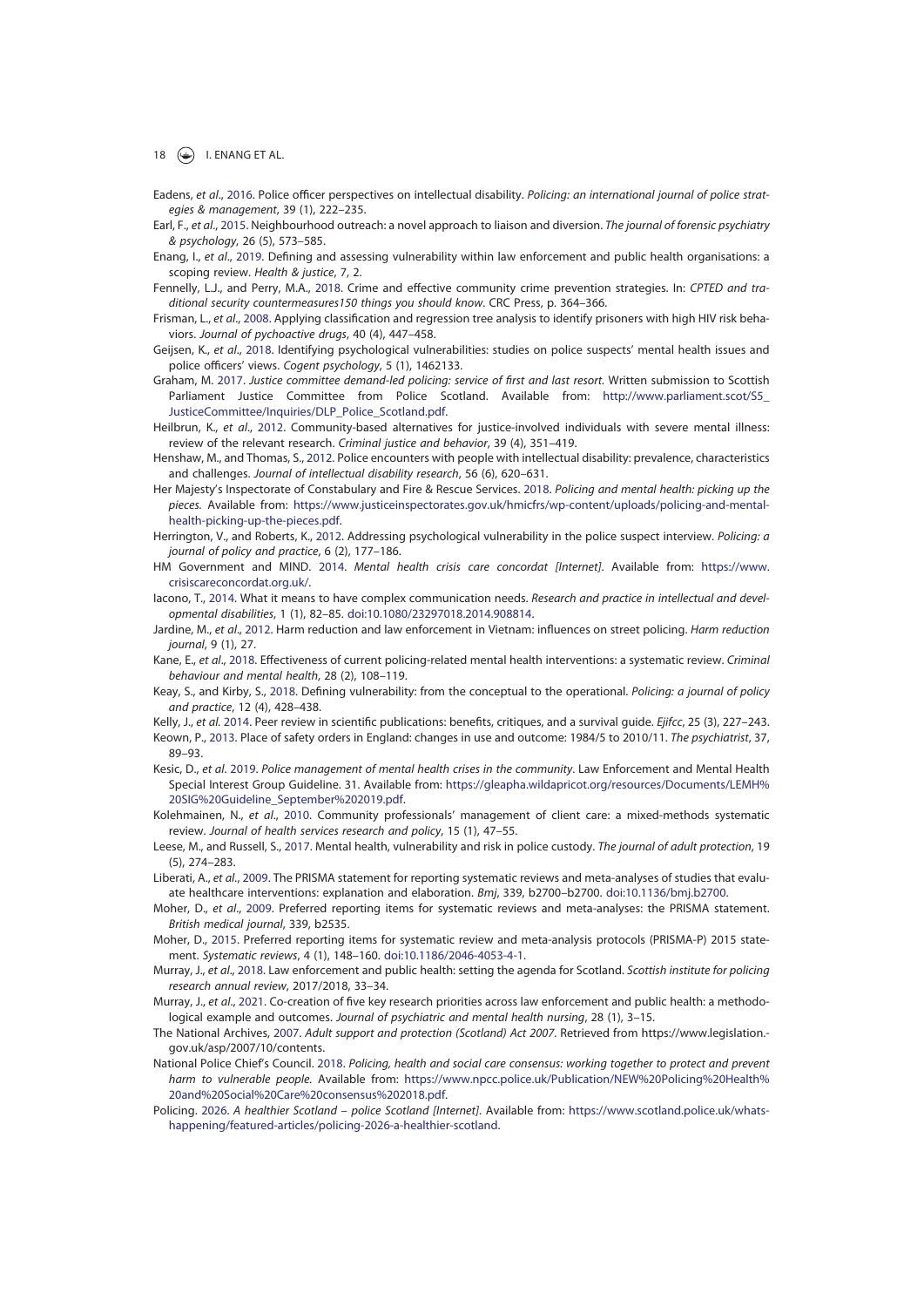Eadens, *et al*., 2016. Police officer perspectives on intellectual disability. *Policing: an international journal of police strategies & management*, 39 (1), 222–235.

Earl, F., *et al*., 2015. Neighbourhood outreach: a novel approach to liaison and diversion. *The journal of forensic psychiatry & psychology*, 26 (5), 573–585.

Enang, I., *et al*., 2019. Defining and assessing vulnerability within law enforcement and public health organisations: a scoping review. *Health & justice*, 7, 2.

Fennelly, L.J., and Perry, M.A., 2018. Crime and effective community crime prevention strategies. In: *CPTED and traditional security countermeasures150 things you should know*. CRC Press, p. 364–366.

Frisman, L., *et al*., 2008. Applying classification and regression tree analysis to identify prisoners with high HIV risk behaviors. *Journal of pychoactive drugs*, 40 (4), 447–458.

Geijsen, K., *et al*., 2018. Identifying psychological vulnerabilities: studies on police suspects' mental health issues and police officers' views. *Cogent psychology*, 5 (1), 1462133.

Graham, M. 2017. *Justice committee demand-led policing: service of first and last resort*. Written submission to Scottish Parliament Justice Committee from Police Scotland. Available from: http://www.parliament.scot/S5_JusticeCommittee/Inquiries/DLP_Police_Scotland.pdf.

Heilbrun, K., *et al*., 2012. Community-based alternatives for justice-involved individuals with severe mental illness: review of the relevant research. *Criminal justice and behavior*, 39 (4), 351–419.

Henshaw, M., and Thomas, S., 2012. Police encounters with people with intellectual disability: prevalence, characteristics and challenges. *Journal of intellectual disability research*, 56 (6), 620–631.

Her Majesty's Inspectorate of Constabulary and Fire & Rescue Services. 2018. *Policing and mental health: picking up the pieces*. Available from: https://www.justiceinspectorates.gov.uk/hmicfrs/wp-content/uploads/policing-and-mental-health-picking-up-the-pieces.pdf.

Herrington, V., and Roberts, K., 2012. Addressing psychological vulnerability in the police suspect interview. *Policing: a journal of policy and practice*, 6 (2), 177–186.

HM Government and MIND. 2014. *Mental health crisis care concordat [Internet]*. Available from: https://www.crisiscareconcordat.org.uk/.

Iacono, T., 2014. What it means to have complex communication needs. *Research and practice in intellectual and developmental disabilities*, 1 (1), 82–85. doi:10.1080/23297018.2014.908814.

Jardine, M., *et al*., 2012. Harm reduction and law enforcement in Vietnam: influences on street policing. *Harm reduction journal*, 9 (1), 27.

Kane, E., *et al*., 2018. Effectiveness of current policing-related mental health interventions: a systematic review. *Criminal behaviour and mental health*, 28 (2), 108–119.

Keay, S., and Kirby, S., 2018. Defining vulnerability: from the conceptual to the operational. *Policing: a journal of policy and practice*, 12 (4), 428–438.

Kelly, J., *et al*. 2014. Peer review in scientific publications: benefits, critiques, and a survival guide. *Ejifcc*, 25 (3), 227–243.

Keown, P., 2013. Place of safety orders in England: changes in use and outcome: 1984/5 to 2010/11. *The psychiatrist*, 37, 89–93.

Kesic, D., *et al*. 2019. *Police management of mental health crises in the community*. Law Enforcement and Mental Health Special Interest Group Guideline. 31. Available from: https://gleapha.wildapricot.org/resources/Documents/LEMH%20SIG%20Guideline_September%202019.pdf.

Kolehmainen, N., *et al*., 2010. Community professionals' management of client care: a mixed-methods systematic review. *Journal of health services research and policy*, 15 (1), 47–55.

Leese, M., and Russell, S., 2017. Mental health, vulnerability and risk in police custody. *The journal of adult protection*, 19 (5), 274–283.

Liberati, A., *et al*., 2009. The PRISMA statement for reporting systematic reviews and meta-analyses of studies that evaluate healthcare interventions: explanation and elaboration. *Bmj*, 339, b2700–b2700. doi:10.1136/bmj.b2700.

Moher, D., *et al*., 2009. Preferred reporting items for systematic reviews and meta-analyses: the PRISMA statement. *British medical journal*, 339, b2535.

Moher, D., 2015. Preferred reporting items for systematic review and meta-analysis protocols (PRISMA-P) 2015 statement. *Systematic reviews*, 4 (1), 148–160. doi:10.1186/2046-4053-4-1.

Murray, J., *et al*., 2018. Law enforcement and public health: setting the agenda for Scotland. *Scottish institute for policing research annual review*, 2017/2018, 33–34.

Murray, J., *et al*., 2021. Co-creation of five key research priorities across law enforcement and public health: a methodological example and outcomes. *Journal of psychiatric and mental health nursing*, 28 (1), 3–15.

The National Archives, 2007. *Adult support and protection (Scotland) Act 2007*. Retrieved from https://www.legislation.gov.uk/asp/2007/10/contents.

National Police Chief's Council. 2018. *Policing, health and social care consensus: working together to protect and prevent harm to vulnerable people*. Available from: https://www.npcc.police.uk/Publication/NEW%20Policing%20Health%20and%20Social%20Care%20consensus%202018.pdf.

Policing. 2026. *A healthier Scotland – police Scotland [Internet]*. Available from: https://www.scotland.police.uk/whats-happening/featured-articles/policing-2026-a-healthier-scotland.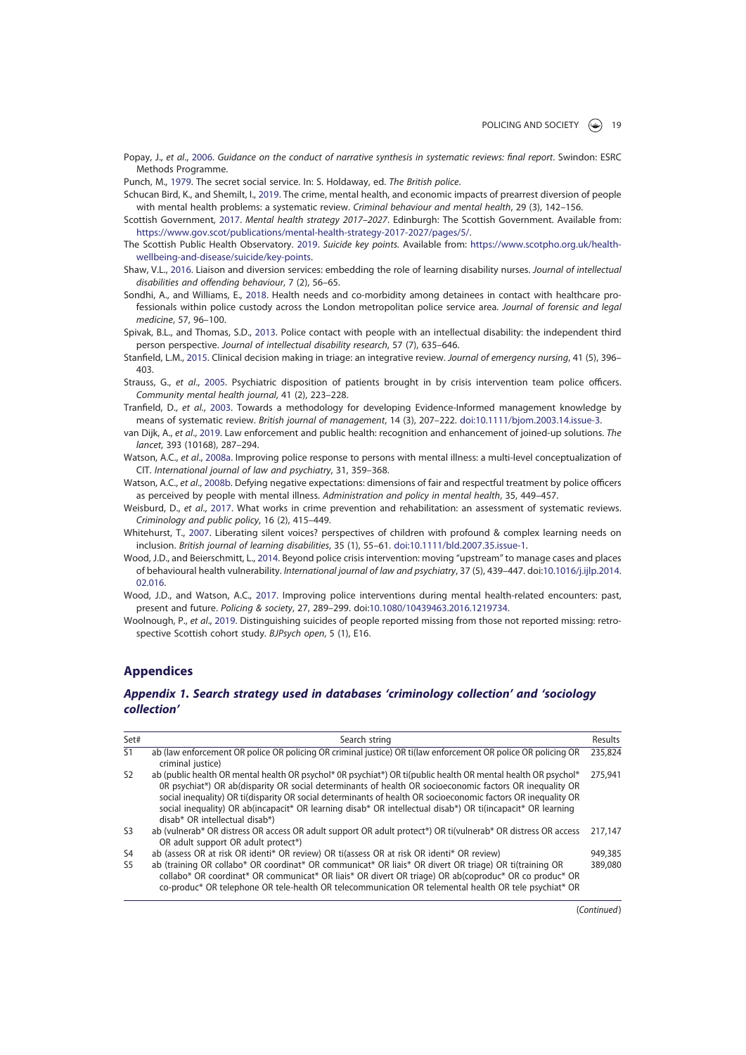Popay, J., *et al*., 2006. *Guidance on the conduct of narrative synthesis in systematic reviews: final report*. Swindon: ESRC Methods Programme.

Punch, M., 1979. The secret social service. In: S. Holdaway, ed. *The British police*.

Schucan Bird, K., and Shemilt, I., 2019. The crime, mental health, and economic impacts of prearrest diversion of people with mental health problems: a systematic review. *Criminal behaviour and mental health*, 29 (3), 142–156.

Scottish Government, 2017. *Mental health strategy 2017–2027*. Edinburgh: The Scottish Government. Available from: https://www.gov.scot/publications/mental-health-strategy-2017-2027/pages/5/.

The Scottish Public Health Observatory. 2019. *Suicide key points.* Available from: https://www.scotpho.org.uk/health-wellbeing-and-disease/suicide/key-points.

Shaw, V.L., 2016. Liaison and diversion services: embedding the role of learning disability nurses. *Journal of intellectual disabilities and offending behaviour*, 7 (2), 56–65.

Sondhi, A., and Williams, E., 2018. Health needs and co-morbidity among detainees in contact with healthcare professionals within police custody across the London metropolitan police service area. *Journal of forensic and legal medicine*, 57, 96–100.

Spivak, B.L., and Thomas, S.D., 2013. Police contact with people with an intellectual disability: the independent third person perspective. *Journal of intellectual disability research*, 57 (7), 635–646.

Stanfield, L.M., 2015. Clinical decision making in triage: an integrative review. *Journal of emergency nursing*, 41 (5), 396–403.

Strauss, G., *et al*., 2005. Psychiatric disposition of patients brought in by crisis intervention team police officers. *Community mental health journal*, 41 (2), 223–228.

Tranfield, D., *et al*., 2003. Towards a methodology for developing Evidence-Informed management knowledge by means of systematic review. *British journal of management*, 14 (3), 207–222. doi:10.1111/bjom.2003.14.issue-3.

van Dijk, A., *et al*., 2019. Law enforcement and public health: recognition and enhancement of joined-up solutions. *The lancet*, 393 (10168), 287–294.

Watson, A.C., *et al*., 2008a. Improving police response to persons with mental illness: a multi-level conceptualization of CIT. *International journal of law and psychiatry*, 31, 359–368.

Watson, A.C., *et al*., 2008b. Defying negative expectations: dimensions of fair and respectful treatment by police officers as perceived by people with mental illness. *Administration and policy in mental health*, 35, 449–457.

Weisburd, D., *et al*., 2017. What works in crime prevention and rehabilitation: an assessment of systematic reviews. *Criminology and public policy*, 16 (2), 415–449.

Whitehurst, T., 2007. Liberating silent voices? perspectives of children with profound & complex learning needs on inclusion. *British journal of learning disabilities*, 35 (1), 55–61. doi:10.1111/bld.2007.35.issue-1.

Wood, J.D., and Beierschmitt, L., 2014. Beyond police crisis intervention: moving "upstream" to manage cases and places of behavioural health vulnerability. *International journal of law and psychiatry*, 37 (5), 439–447. doi:10.1016/j.ijlp.2014.02.016.

Wood, J.D., and Watson, A.C., 2017. Improving police interventions during mental health-related encounters: past, present and future. *Policing & society*, 27, 289–299. doi:10.1080/10439463.2016.1219734.

Woolnough, P., *et al*., 2019. Distinguishing suicides of people reported missing from those not reported missing: retrospective Scottish cohort study. *BJPsych open*, 5 (1), E16.

## Appendices

### *Appendix 1. Search strategy used in databases 'criminology collection' and 'sociology collection'*

| Set# | Search string | Results |
|---|---|---|
| S1 | ab (law enforcement OR police OR policing OR criminal justice) OR ti(law enforcement OR police OR policing OR criminal justice) | 235,824 |
| S2 | ab (public health OR mental health OR psychol* 0R psychiat*) OR ti(public health OR mental health OR psychol* 0R psychiat*) OR ab(disparity OR social determinants of health OR socioeconomic factors OR inequality OR social inequality) OR ti(disparity OR social determinants of health OR socioeconomic factors OR inequality OR social inequality) OR ab(incapacit* OR learning disab* OR intellectual disab*) OR ti(incapacit* OR learning disab* OR intellectual disab*) | 275,941 |
| S3 | ab (vulnerab* OR distress OR access OR adult support OR adult protect*) OR ti(vulnerab* OR distress OR access OR adult support OR adult protect*) | 217,147 |
| S4 | ab (assess OR at risk OR identi* OR review) OR ti(assess OR at risk OR identi* OR review) | 949,385 |
| S5 | ab (training OR collabo* OR coordinat* OR communicat* OR liais* OR divert OR triage) OR ti(training OR collabo* OR coordinat* OR communicat* OR liais* OR divert OR triage) OR ab(coproduc* OR co produc* OR co-produc* OR telephone OR tele-health OR telecommunication OR telemental health OR tele psychiat* OR | 389,080 |

(*Continued*)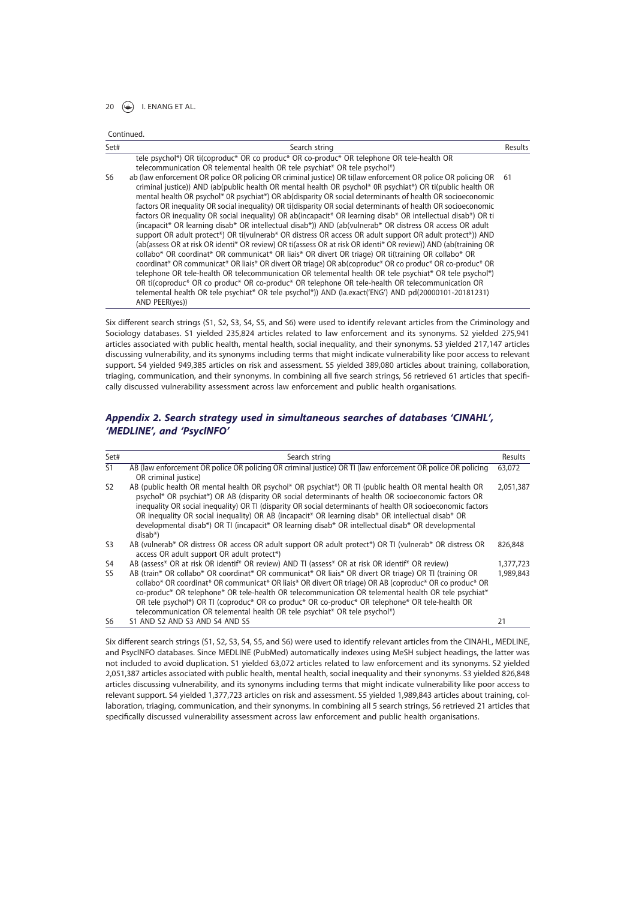Continued.

| Set# | Search string | Results |
|---|---|---|
| | tele psychol*) OR ti(coproduc* OR co produc* OR co-produc* OR telephone OR tele-health OR telecommunication OR telemental health OR tele psychiat* OR tele psychol*) | |
| S6 | ab (law enforcement OR police OR policing OR criminal justice) OR ti(law enforcement OR police OR policing OR criminal justice)) AND (ab(public health OR mental health OR psychol* 0R psychiat*) OR ti(public health OR mental health OR psychol* 0R psychiat*) OR ab(disparity OR social determinants of health OR socioeconomic factors OR inequality OR social inequality) OR ti(disparity OR social determinants of health OR socioeconomic factors OR inequality OR social inequality) OR ab(incapacit* OR learning disab* OR intellectual disab*) OR ti (incapacit* OR learning disab* OR intellectual disab*)) AND (ab(vulnerab* OR distress OR access OR adult support OR adult protect*) OR ti(vulnerab* OR distress OR access OR adult support OR adult protect*)) AND (ab(assess OR at risk OR identi* OR review) OR ti(assess OR at risk OR identi* OR review)) AND (ab(training OR collabo* OR coordinat* OR communicat* OR liais* OR divert OR triage) OR ti(training OR collabo* OR coordinat* OR communicat* OR liais* OR divert OR triage) OR ab(coproduc* OR co produc* OR co-produc* OR telephone OR tele-health OR telecommunication OR telemental health OR tele psychiat* OR tele psychol*) OR ti(coproduc* OR co produc* OR co-produc* OR telephone OR tele-health OR telecommunication OR telemental health OR tele psychiat* OR tele psychol*)) AND (la.exact('ENG') AND pd(20000101-20181231) AND PEER(yes)) | 61 |

Six different search strings (S1, S2, S3, S4, S5, and S6) were used to identify relevant articles from the Criminology and Sociology databases. S1 yielded 235,824 articles related to law enforcement and its synonyms. S2 yielded 275,941 articles associated with public health, mental health, social inequality, and their synonyms. S3 yielded 217,147 articles discussing vulnerability, and its synonyms including terms that might indicate vulnerability like poor access to relevant support. S4 yielded 949,385 articles on risk and assessment. S5 yielded 389,080 articles about training, collaboration, triaging, communication, and their synonyms. In combining all five search strings, S6 retrieved 61 articles that specifically discussed vulnerability assessment across law enforcement and public health organisations.

## *Appendix 2. Search strategy used in simultaneous searches of databases 'CINAHL', 'MEDLINE', and 'PsycINFO'*

| Set# | Search string | Results |
|---|---|---|
| S1 | AB (law enforcement OR police OR policing OR criminal justice) OR TI (law enforcement OR police OR policing OR criminal justice) | 63,072 |
| S2 | AB (public health OR mental health OR psychol* OR psychiat*) OR TI (public health OR mental health OR psychol* OR psychiat*) OR AB (disparity OR social determinants of health OR socioeconomic factors OR inequality OR social inequality) OR TI (disparity OR social determinants of health OR socioeconomic factors OR inequality OR social inequality) OR AB (incapacit* OR learning disab* OR intellectual disab* OR developmental disab*) OR TI (incapacit* OR learning disab* OR intellectual disab* OR developmental disab*) | 2,051,387 |
| S3 | AB (vulnerab* OR distress OR access OR adult support OR adult protect*) OR TI (vulnerab* OR distress OR access OR adult support OR adult protect*) | 826,848 |
| S4 | AB (assess* OR at risk OR identif* OR review) AND TI (assess* OR at risk OR identif* OR review) | 1,377,723 |
| S5 | AB (train* OR collabo* OR coordinat* OR communicat* OR liais* OR divert OR triage) OR TI (training OR collabo* OR coordinat* OR communicat* OR liais* OR divert OR triage) OR AB (coproduc* OR co produc* OR co-produc* OR telephone* OR tele-health OR telecommunication OR telemental health OR tele psychiat* OR tele psychol*) OR TI (coproduc* OR co produc* OR co-produc* OR telephone* OR tele-health OR telecommunication OR telemental health OR tele psychiat* OR tele psychol*) | 1,989,843 |
| S6 | S1 AND S2 AND S3 AND S4 AND S5 | 21 |

Six different search strings (S1, S2, S3, S4, S5, and S6) were used to identify relevant articles from the CINAHL, MEDLINE, and PsycINFO databases. Since MEDLINE (PubMed) automatically indexes using MeSH subject headings, the latter was not included to avoid duplication. S1 yielded 63,072 articles related to law enforcement and its synonyms. S2 yielded 2,051,387 articles associated with public health, mental health, social inequality and their synonyms. S3 yielded 826,848 articles discussing vulnerability, and its synonyms including terms that might indicate vulnerability like poor access to relevant support. S4 yielded 1,377,723 articles on risk and assessment. S5 yielded 1,989,843 articles about training, collaboration, triaging, communication, and their synonyms. In combining all 5 search strings, S6 retrieved 21 articles that specifically discussed vulnerability assessment across law enforcement and public health organisations.